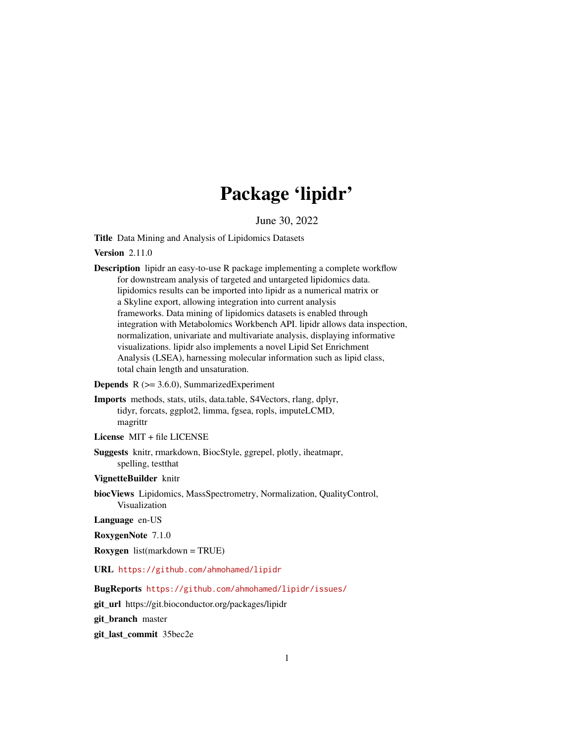# Package 'lipidr'

June 30, 2022

**Title** Data Mining and Analysis of Lipidomics Datasets

**Version** 2.11.0

**Description** lipidr an easy-to-use R package implementing a complete workflow for downstream analysis of targeted and untargeted lipidomics data. lipidomics results can be imported into lipidr as a numerical matrix or a Skyline export, allowing integration into current analysis frameworks. Data mining of lipidomics datasets is enabled through integration with Metabolomics Workbench API. lipidr allows data inspection, normalization, univariate and multivariate analysis, displaying informative visualizations. lipidr also implements a novel Lipid Set Enrichment Analysis (LSEA), harnessing molecular information such as lipid class, total chain length and unsaturation.

**Depends** R (>= 3.6.0), SummarizedExperiment

**Imports** methods, stats, utils, data.table, S4Vectors, rlang, dplyr, tidyr, forcats, ggplot2, limma, fgsea, ropls, imputeLCMD, magrittr

**License** MIT + file LICENSE

**Suggests** knitr, rmarkdown, BiocStyle, ggrepel, plotly, iheatmapr, spelling, testthat

**VignetteBuilder** knitr

**biocViews** Lipidomics, MassSpectrometry, Normalization, QualityControl, Visualization

**Language** en-US

**RoxygenNote** 7.1.0

**Roxygen** list(markdown = TRUE)

**URL** https://github.com/ahmohamed/lipidr

**BugReports** https://github.com/ahmohamed/lipidr/issues/

**git_url** https://git.bioconductor.org/packages/lipidr

**git_branch** master

**git_last_commit** 35bec2e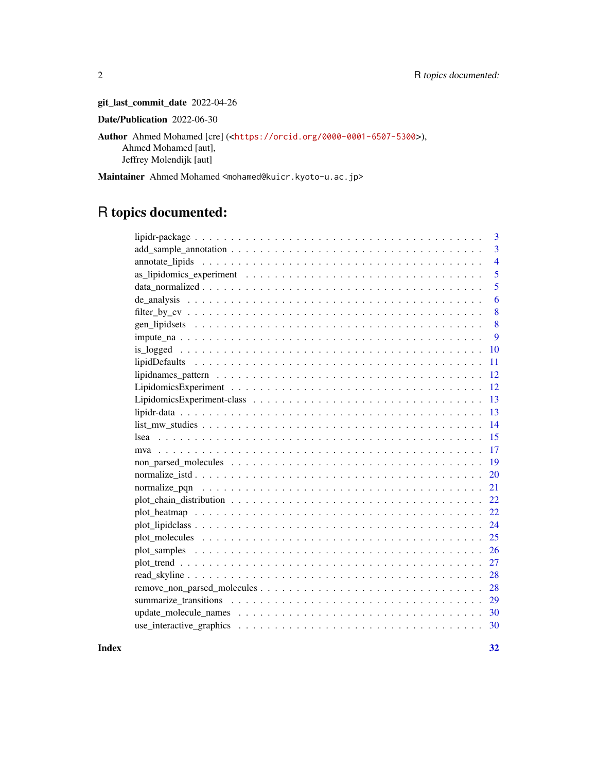**git_last_commit_date** 2022-04-26

**Date/Publication** 2022-06-30

**Author** Ahmed Mohamed [cre] (<https://orcid.org/0000-0001-6507-5300>),
Ahmed Mohamed [aut],
Jeffrey Molendijk [aut]

**Maintainer** Ahmed Mohamed <mohamed@kuicr.kyoto-u.ac.jp>

# R topics documented:

| | |
|---|---|
| lipidr-package | 3 |
| add_sample_annotation | 3 |
| annotate_lipids | 4 |
| as_lipidomics_experiment | 5 |
| data_normalized | 5 |
| de_analysis | 6 |
| filter_by_cv | 8 |
| gen_lipidsets | 8 |
| impute_na | 9 |
| is_logged | 10 |
| lipidDefaults | 11 |
| lipidnames_pattern | 12 |
| LipidomicsExperiment | 12 |
| LipidomicsExperiment-class | 13 |
| lipidr-data | 13 |
| list_mw_studies | 14 |
| lsea | 15 |
| mva | 17 |
| non_parsed_molecules | 19 |
| normalize_istd | 20 |
| normalize_pqn | 21 |
| plot_chain_distribution | 22 |
| plot_heatmap | 22 |
| plot_lipidclass | 24 |
| plot_molecules | 25 |
| plot_samples | 26 |
| plot_trend | 27 |
| read_skyline | 28 |
| remove_non_parsed_molecules | 28 |
| summarize_transitions | 29 |
| update_molecule_names | 30 |
| use_interactive_graphics | 30 |

**Index** **32**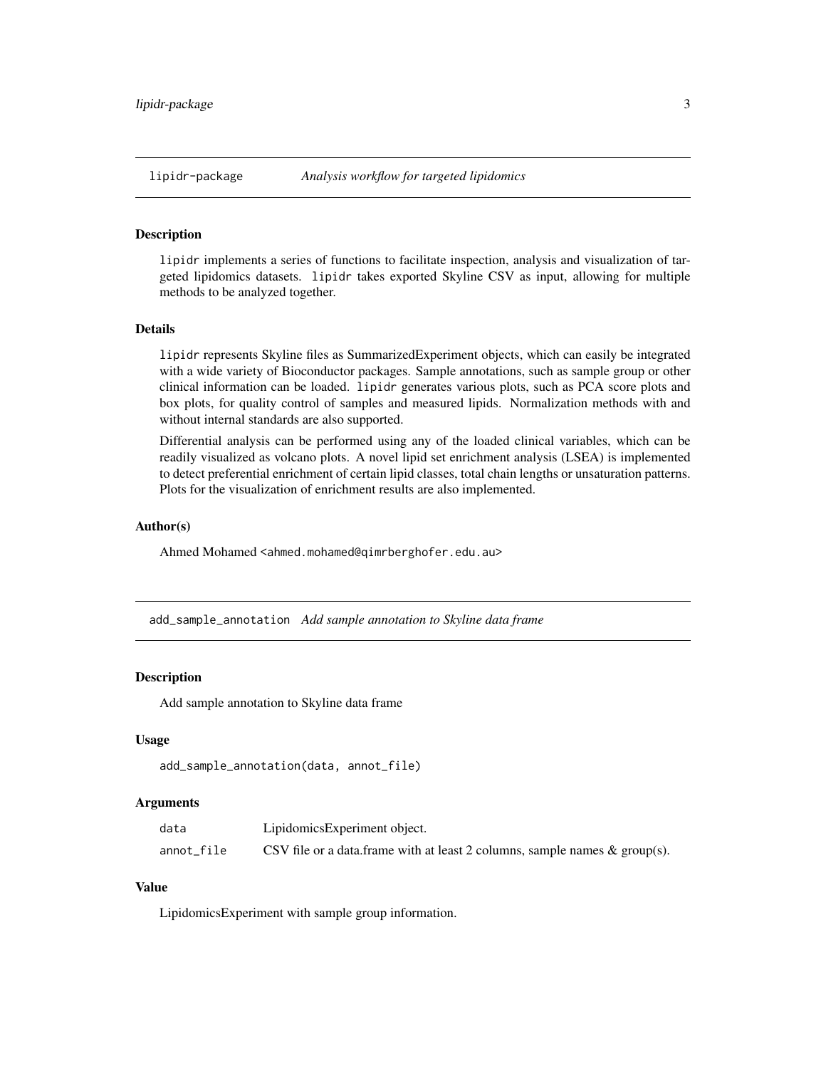## lipidr-package *Analysis workflow for targeted lipidomics*

### Description

lipidr implements a series of functions to facilitate inspection, analysis and visualization of targeted lipidomics datasets. lipidr takes exported Skyline CSV as input, allowing for multiple methods to be analyzed together.

### Details

lipidr represents Skyline files as SummarizedExperiment objects, which can easily be integrated with a wide variety of Bioconductor packages. Sample annotations, such as sample group or other clinical information can be loaded. lipidr generates various plots, such as PCA score plots and box plots, for quality control of samples and measured lipids. Normalization methods with and without internal standards are also supported.

Differential analysis can be performed using any of the loaded clinical variables, which can be readily visualized as volcano plots. A novel lipid set enrichment analysis (LSEA) is implemented to detect preferential enrichment of certain lipid classes, total chain lengths or unsaturation patterns. Plots for the visualization of enrichment results are also implemented.

### Author(s)

Ahmed Mohamed <ahmed.mohamed@qimrberghofer.edu.au>

## add_sample_annotation *Add sample annotation to Skyline data frame*

### Description

Add sample annotation to Skyline data frame

### Usage

```
add_sample_annotation(data, annot_file)
```

### Arguments

| | |
|---|---|
| data | LipidomicsExperiment object. |
| annot_file | CSV file or a data.frame with at least 2 columns, sample names & group(s). |

### Value

LipidomicsExperiment with sample group information.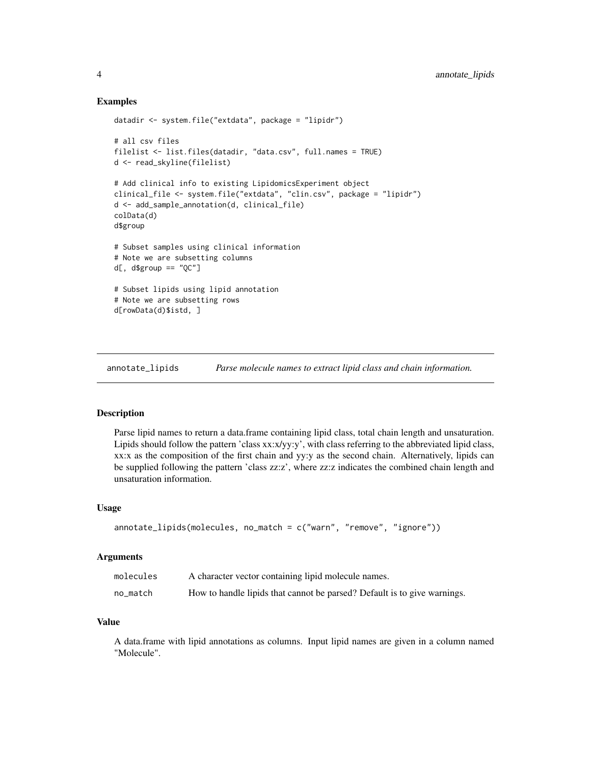## Examples

```
datadir <- system.file("extdata", package = "lipidr")

# all csv files
filelist <- list.files(datadir, "data.csv", full.names = TRUE)
d <- read_skyline(filelist)

# Add clinical info to existing LipidomicsExperiment object
clinical_file <- system.file("extdata", "clin.csv", package = "lipidr")
d <- add_sample_annotation(d, clinical_file)
colData(d)
d$group

# Subset samples using clinical information
# Note we are subsetting columns
d[, d$group == "QC"]

# Subset lipids using lipid annotation
# Note we are subsetting rows
d[rowData(d)$istd, ]
```

---

# annotate_lipids — *Parse molecule names to extract lipid class and chain information.*

---

## Description

Parse lipid names to return a data.frame containing lipid class, total chain length and unsaturation. Lipids should follow the pattern 'class xx:x/yy:y', with class referring to the abbreviated lipid class, xx:x as the composition of the first chain and yy:y as the second chain. Alternatively, lipids can be supplied following the pattern 'class zz:z', where zz:z indicates the combined chain length and unsaturation information.

## Usage

```
annotate_lipids(molecules, no_match = c("warn", "remove", "ignore"))
```

## Arguments

| | |
|---|---|
| molecules | A character vector containing lipid molecule names. |
| no_match | How to handle lipids that cannot be parsed? Default is to give warnings. |

## Value

A data.frame with lipid annotations as columns. Input lipid names are given in a column named "Molecule".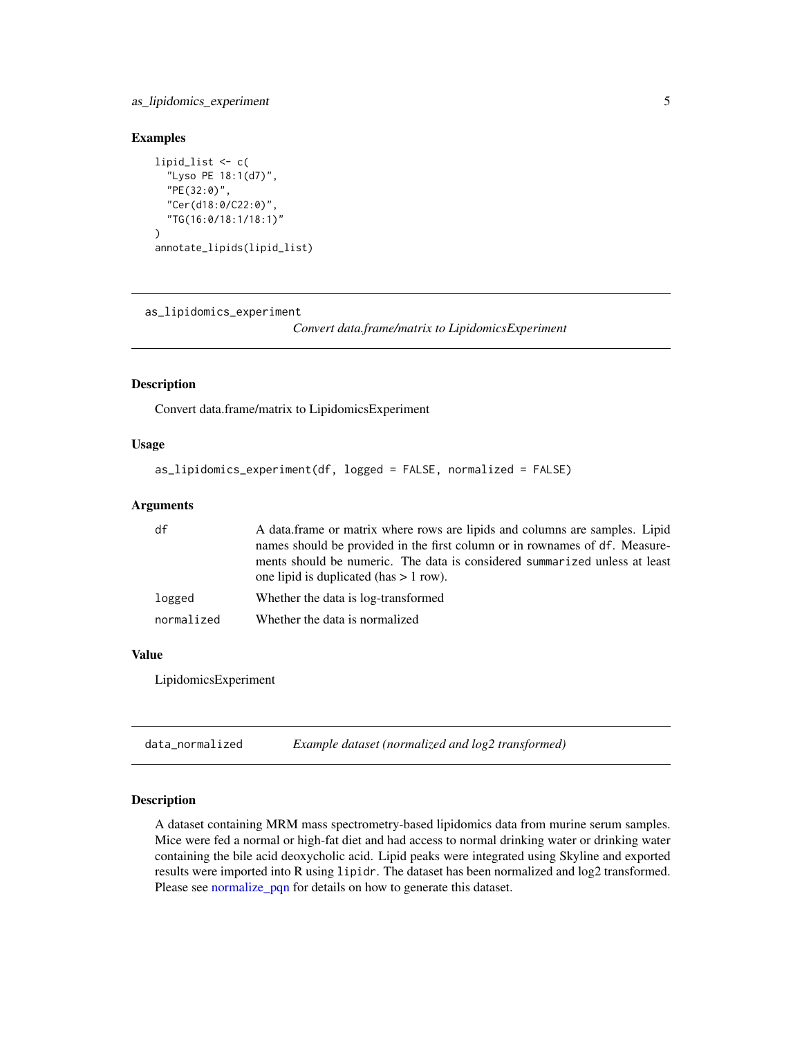### Examples

```
lipid_list <- c(
  "Lyso PE 18:1(d7)",
  "PE(32:0)",
  "Cer(d18:0/C22:0)",
  "TG(16:0/18:1/18:1)"
)
annotate_lipids(lipid_list)
```

---

## as_lipidomics_experiment    *Convert data.frame/matrix to LipidomicsExperiment*

### Description

Convert data.frame/matrix to LipidomicsExperiment

### Usage

```
as_lipidomics_experiment(df, logged = FALSE, normalized = FALSE)
```

### Arguments

| | |
|---|---|
| `df` | A data.frame or matrix where rows are lipids and columns are samples. Lipid names should be provided in the first column or in rownames of `df`. Measurements should be numeric. The data is considered `summarized` unless at least one lipid is duplicated (has > 1 row). |
| `logged` | Whether the data is log-transformed |
| `normalized` | Whether the data is normalized |

### Value

LipidomicsExperiment

---

## data_normalized    *Example dataset (normalized and log2 transformed)*

### Description

A dataset containing MRM mass spectrometry-based lipidomics data from murine serum samples. Mice were fed a normal or high-fat diet and had access to normal drinking water or drinking water containing the bile acid deoxycholic acid. Lipid peaks were integrated using Skyline and exported results were imported into R using `lipidr`. The dataset has been normalized and log2 transformed. Please see normalize_pqn for details on how to generate this dataset.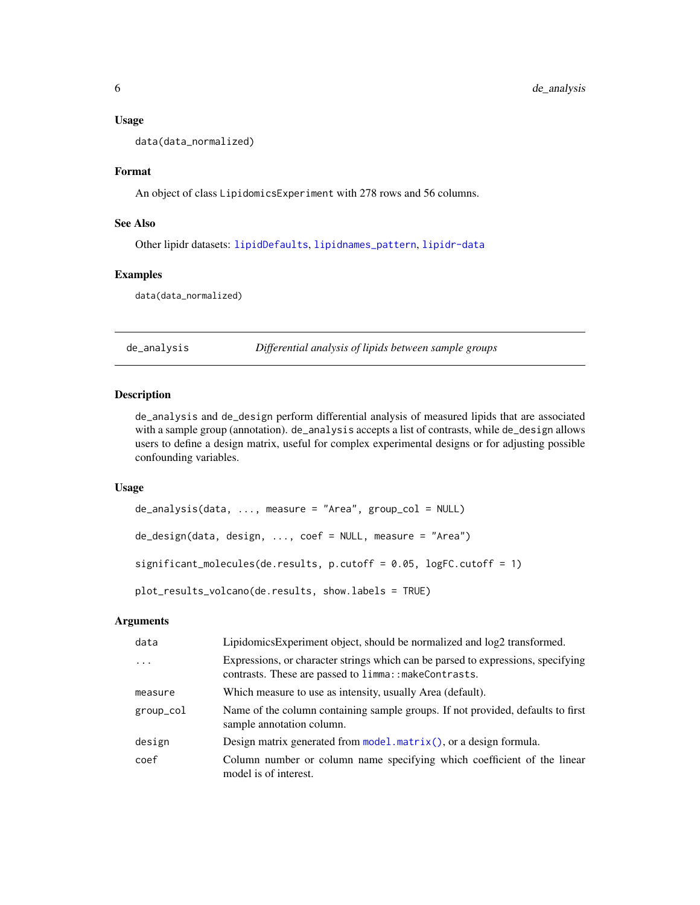### Usage

```
data(data_normalized)
```

### Format

An object of class LipidomicsExperiment with 278 rows and 56 columns.

### See Also

Other lipidr datasets: lipidDefaults, lipidnames_pattern, lipidr-data

### Examples

```
data(data_normalized)
```

## de_analysis — *Differential analysis of lipids between sample groups*

### Description

de_analysis and de_design perform differential analysis of measured lipids that are associated with a sample group (annotation). de_analysis accepts a list of contrasts, while de_design allows users to define a design matrix, useful for complex experimental designs or for adjusting possible confounding variables.

### Usage

```
de_analysis(data, ..., measure = "Area", group_col = NULL)

de_design(data, design, ..., coef = NULL, measure = "Area")

significant_molecules(de.results, p.cutoff = 0.05, logFC.cutoff = 1)

plot_results_volcano(de.results, show.labels = TRUE)
```

### Arguments

| | |
|---|---|
| data | LipidomicsExperiment object, should be normalized and log2 transformed. |
| ... | Expressions, or character strings which can be parsed to expressions, specifying contrasts. These are passed to limma::makeContrasts. |
| measure | Which measure to use as intensity, usually Area (default). |
| group_col | Name of the column containing sample groups. If not provided, defaults to first sample annotation column. |
| design | Design matrix generated from model.matrix(), or a design formula. |
| coef | Column number or column name specifying which coefficient of the linear model is of interest. |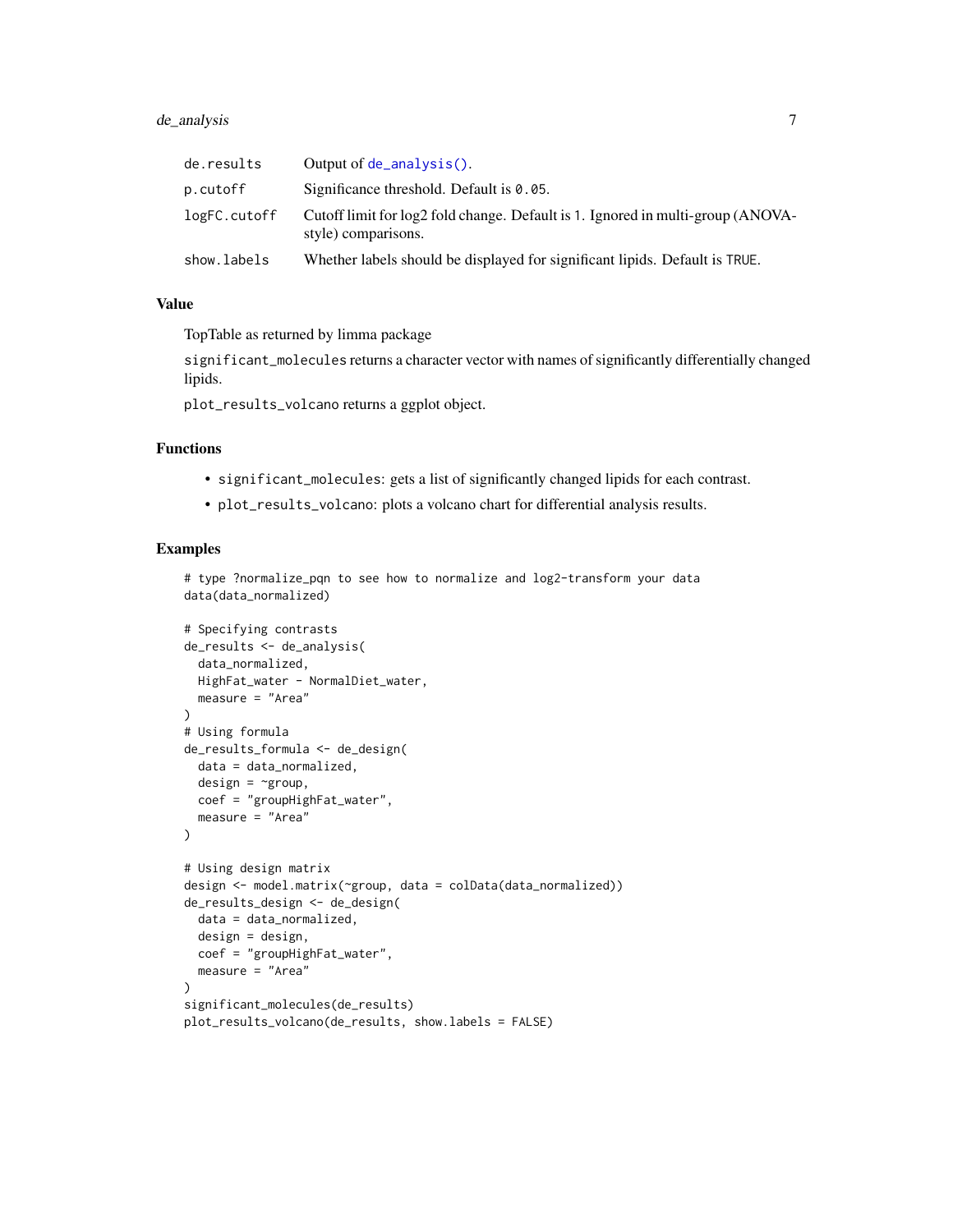| | |
|---|---|
| de.results | Output of de_analysis(). |
| p.cutoff | Significance threshold. Default is 0.05. |
| logFC.cutoff | Cutoff limit for log2 fold change. Default is 1. Ignored in multi-group (ANOVA-style) comparisons. |
| show.labels | Whether labels should be displayed for significant lipids. Default is TRUE. |

## Value

TopTable as returned by limma package

significant_molecules returns a character vector with names of significantly differentially changed lipids.

plot_results_volcano returns a ggplot object.

## Functions

- significant_molecules: gets a list of significantly changed lipids for each contrast.
- plot_results_volcano: plots a volcano chart for differential analysis results.

## Examples

```
# type ?normalize_pqn to see how to normalize and log2-transform your data
data(data_normalized)

# Specifying contrasts
de_results <- de_analysis(
  data_normalized,
  HighFat_water - NormalDiet_water,
  measure = "Area"
)
# Using formula
de_results_formula <- de_design(
  data = data_normalized,
  design = ~group,
  coef = "groupHighFat_water",
  measure = "Area"
)

# Using design matrix
design <- model.matrix(~group, data = colData(data_normalized))
de_results_design <- de_design(
  data = data_normalized,
  design = design,
  coef = "groupHighFat_water",
  measure = "Area"
)
significant_molecules(de_results)
plot_results_volcano(de_results, show.labels = FALSE)
```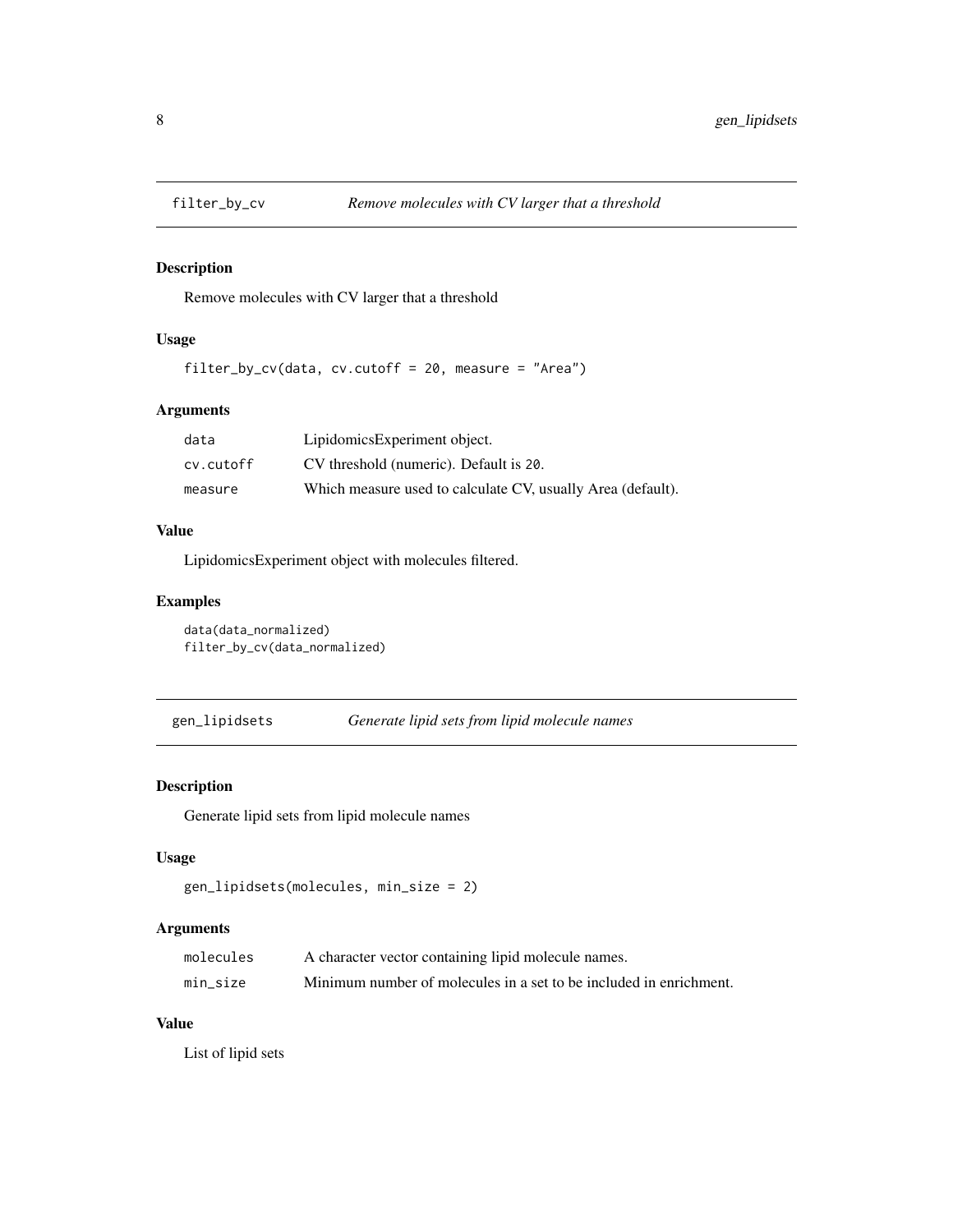## filter_by_cv — *Remove molecules with CV larger that a threshold*

### Description

Remove molecules with CV larger that a threshold

### Usage

```
filter_by_cv(data, cv.cutoff = 20, measure = "Area")
```

### Arguments

| | |
|---|---|
| data | LipidomicsExperiment object. |
| cv.cutoff | CV threshold (numeric). Default is 20. |
| measure | Which measure used to calculate CV, usually Area (default). |

### Value

LipidomicsExperiment object with molecules filtered.

### Examples

```
data(data_normalized)
filter_by_cv(data_normalized)
```

## gen_lipidsets — *Generate lipid sets from lipid molecule names*

### Description

Generate lipid sets from lipid molecule names

### Usage

```
gen_lipidsets(molecules, min_size = 2)
```

### Arguments

| | |
|---|---|
| molecules | A character vector containing lipid molecule names. |
| min_size | Minimum number of molecules in a set to be included in enrichment. |

### Value

List of lipid sets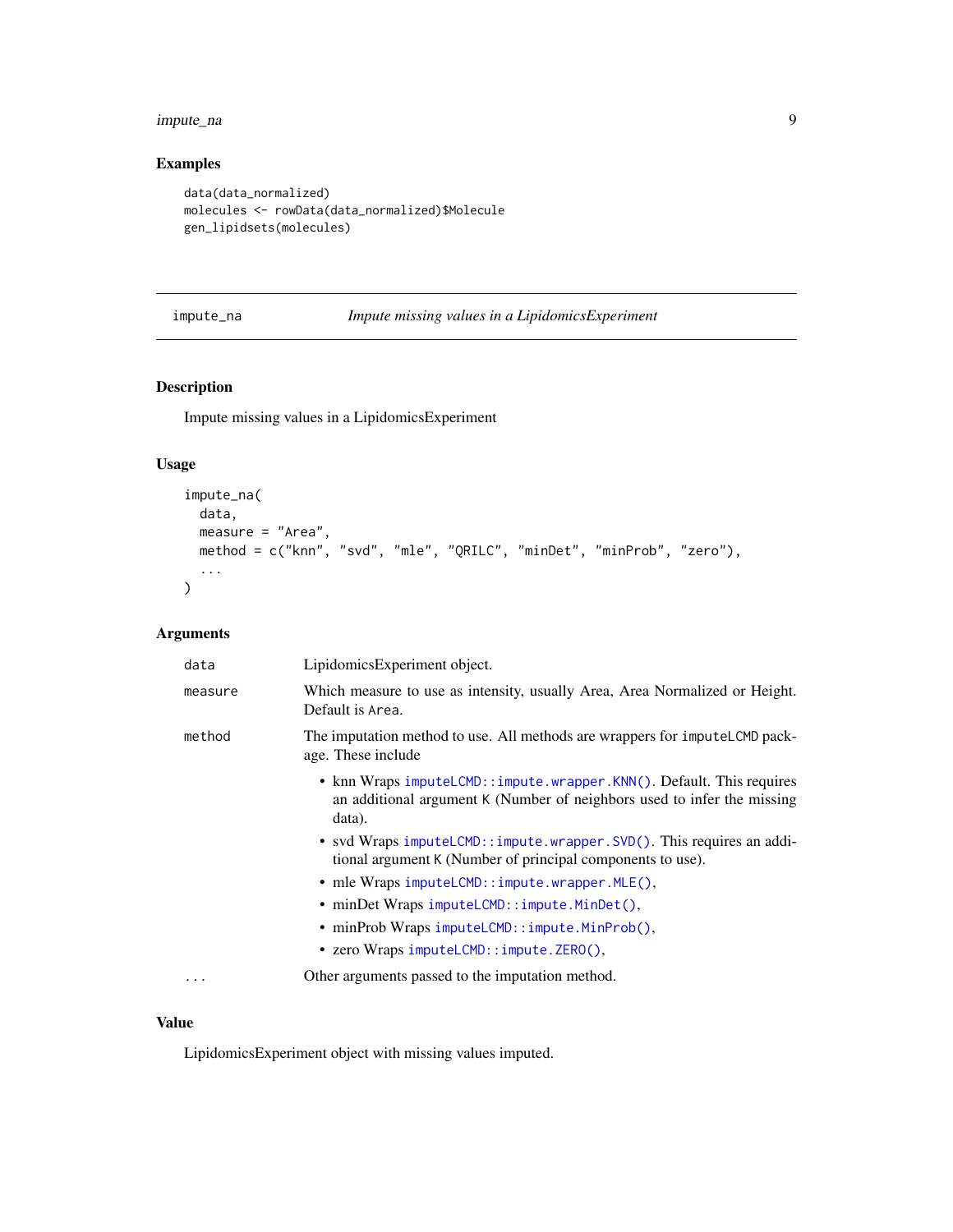## Examples

```
data(data_normalized)
molecules <- rowData(data_normalized)$Molecule
gen_lipidsets(molecules)
```

---

# impute_na — *Impute missing values in a LipidomicsExperiment*

## Description

Impute missing values in a LipidomicsExperiment

## Usage

```
impute_na(
  data,
  measure = "Area",
  method = c("knn", "svd", "mle", "QRILC", "minDet", "minProb", "zero"),
  ...
)
```

## Arguments

| | |
|---|---|
| `data` | LipidomicsExperiment object. |
| `measure` | Which measure to use as intensity, usually Area, Area Normalized or Height. Default is `Area`. |
| `method` | The imputation method to use. All methods are wrappers for `imputeLCMD` package. These include <br>• knn Wraps `imputeLCMD::impute.wrapper.KNN()`. Default. This requires an additional argument `K` (Number of neighbors used to infer the missing data). <br>• svd Wraps `imputeLCMD::impute.wrapper.SVD()`. This requires an additional argument `K` (Number of principal components to use). <br>• mle Wraps `imputeLCMD::impute.wrapper.MLE()`, <br>• minDet Wraps `imputeLCMD::impute.MinDet()`, <br>• minProb Wraps `imputeLCMD::impute.MinProb()`, <br>• zero Wraps `imputeLCMD::impute.ZERO()`, |
| `...` | Other arguments passed to the imputation method. |

## Value

LipidomicsExperiment object with missing values imputed.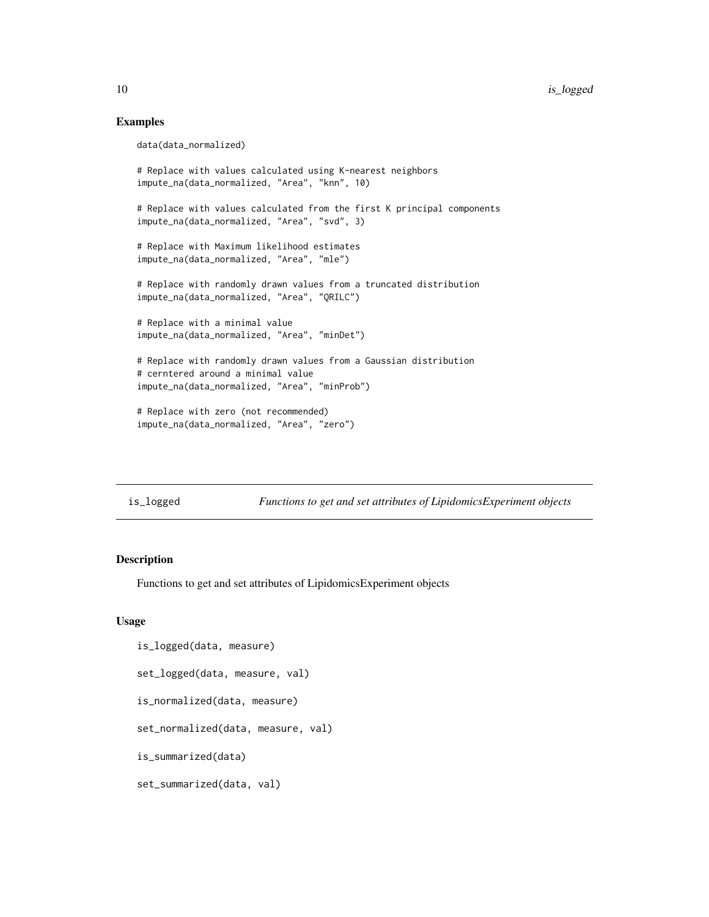## Examples

```
data(data_normalized)

# Replace with values calculated using K-nearest neighbors
impute_na(data_normalized, "Area", "knn", 10)

# Replace with values calculated from the first K principal components
impute_na(data_normalized, "Area", "svd", 3)

# Replace with Maximum likelihood estimates
impute_na(data_normalized, "Area", "mle")

# Replace with randomly drawn values from a truncated distribution
impute_na(data_normalized, "Area", "QRILC")

# Replace with a minimal value
impute_na(data_normalized, "Area", "minDet")

# Replace with randomly drawn values from a Gaussian distribution
# cerntered around a minimal value
impute_na(data_normalized, "Area", "minProb")

# Replace with zero (not recommended)
impute_na(data_normalized, "Area", "zero")
```

---

# is_logged — *Functions to get and set attributes of LipidomicsExperiment objects*

---

## Description

Functions to get and set attributes of LipidomicsExperiment objects

## Usage

```
is_logged(data, measure)

set_logged(data, measure, val)

is_normalized(data, measure)

set_normalized(data, measure, val)

is_summarized(data)

set_summarized(data, val)
```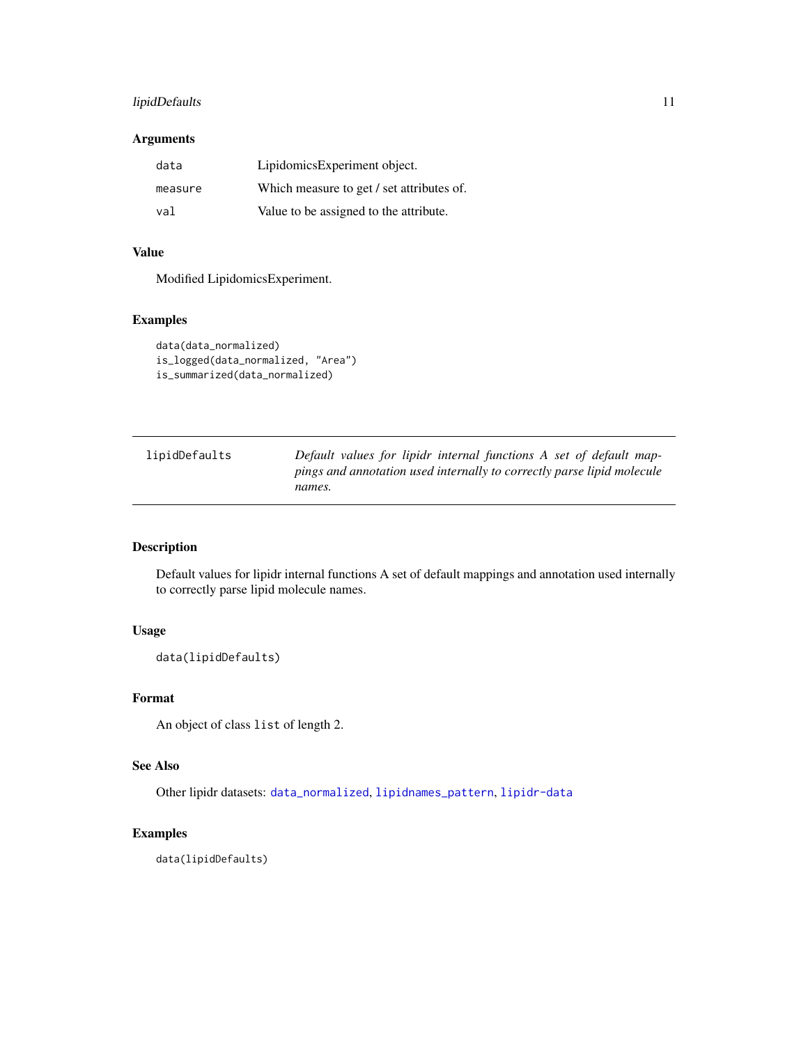### Arguments

| | |
|---|---|
| `data` | LipidomicsExperiment object. |
| `measure` | Which measure to get / set attributes of. |
| `val` | Value to be assigned to the attribute. |

### Value

Modified LipidomicsExperiment.

### Examples

```
data(data_normalized)
is_logged(data_normalized, "Area")
is_summarized(data_normalized)
```

---

## lipidDefaults

*Default values for lipidr internal functions A set of default mappings and annotation used internally to correctly parse lipid molecule names.*

---

### Description

Default values for lipidr internal functions A set of default mappings and annotation used internally to correctly parse lipid molecule names.

### Usage

```
data(lipidDefaults)
```

### Format

An object of class `list` of length 2.

### See Also

Other lipidr datasets: `data_normalized`, `lipidnames_pattern`, `lipidr-data`

### Examples

```
data(lipidDefaults)
```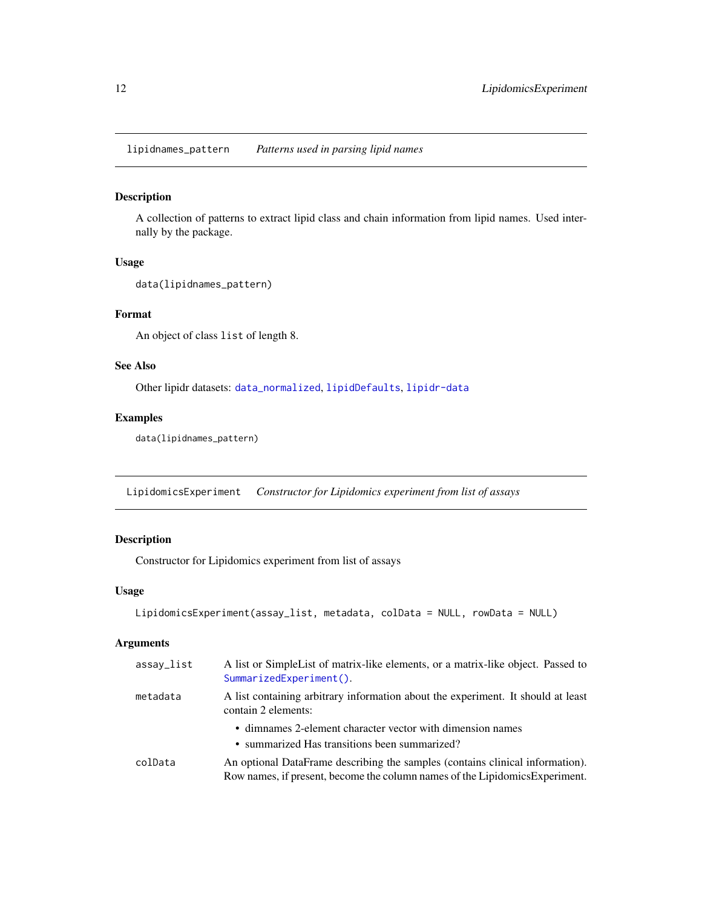## lipidnames_pattern *Patterns used in parsing lipid names*

### Description

A collection of patterns to extract lipid class and chain information from lipid names. Used internally by the package.

### Usage

```
data(lipidnames_pattern)
```

### Format

An object of class `list` of length 8.

### See Also

Other lipidr datasets: `data_normalized`, `lipidDefaults`, `lipidr-data`

### Examples

```
data(lipidnames_pattern)
```

## LipidomicsExperiment *Constructor for Lipidomics experiment from list of assays*

### Description

Constructor for Lipidomics experiment from list of assays

### Usage

```
LipidomicsExperiment(assay_list, metadata, colData = NULL, rowData = NULL)
```

### Arguments

| | |
|---|---|
| assay_list | A list or SimpleList of matrix-like elements, or a matrix-like object. Passed to `SummarizedExperiment()`. |
| metadata | A list containing arbitrary information about the experiment. It should at least contain 2 elements:<br>• dimnames 2-element character vector with dimension names<br>• summarized Has transitions been summarized? |
| colData | An optional DataFrame describing the samples (contains clinical information). Row names, if present, become the column names of the LipidomicsExperiment. |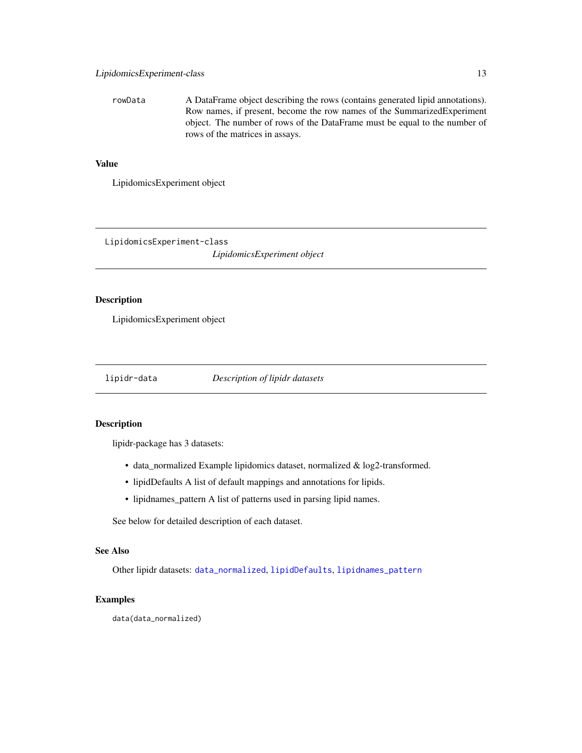rowData A DataFrame object describing the rows (contains generated lipid annotations). Row names, if present, become the row names of the SummarizedExperiment object. The number of rows of the DataFrame must be equal to the number of rows of the matrices in assays.

### Value

LipidomicsExperiment object

---

## LipidomicsExperiment-class *LipidomicsExperiment object*

---

### Description

LipidomicsExperiment object

---

## lipidr-data *Description of lipidr datasets*

---

### Description

lipidr-package has 3 datasets:

- data_normalized Example lipidomics dataset, normalized & log2-transformed.
- lipidDefaults A list of default mappings and annotations for lipids.
- lipidnames_pattern A list of patterns used in parsing lipid names.

See below for detailed description of each dataset.

### See Also

Other lipidr datasets: `data_normalized`, `lipidDefaults`, `lipidnames_pattern`

### Examples

```
data(data_normalized)
```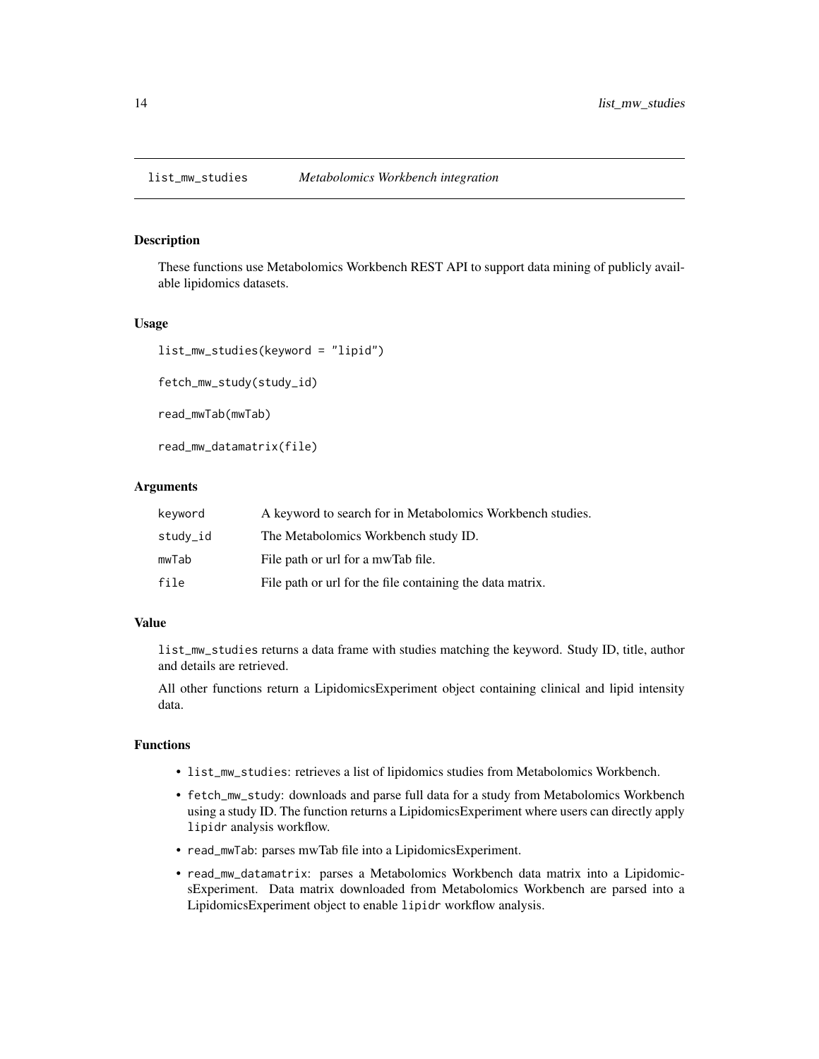## list_mw_studies *Metabolomics Workbench integration*

### Description

These functions use Metabolomics Workbench REST API to support data mining of publicly available lipidomics datasets.

### Usage

```
list_mw_studies(keyword = "lipid")

fetch_mw_study(study_id)

read_mwTab(mwTab)

read_mw_datamatrix(file)
```

### Arguments

| | |
|---|---|
| keyword | A keyword to search for in Metabolomics Workbench studies. |
| study_id | The Metabolomics Workbench study ID. |
| mwTab | File path or url for a mwTab file. |
| file | File path or url for the file containing the data matrix. |

### Value

`list_mw_studies` returns a data frame with studies matching the keyword. Study ID, title, author and details are retrieved.

All other functions return a LipidomicsExperiment object containing clinical and lipid intensity data.

### Functions

- `list_mw_studies`: retrieves a list of lipidomics studies from Metabolomics Workbench.
- `fetch_mw_study`: downloads and parse full data for a study from Metabolomics Workbench using a study ID. The function returns a LipidomicsExperiment where users can directly apply `lipidr` analysis workflow.
- `read_mwTab`: parses mwTab file into a LipidomicsExperiment.
- `read_mw_datamatrix`: parses a Metabolomics Workbench data matrix into a LipidomicsExperiment. Data matrix downloaded from Metabolomics Workbench are parsed into a LipidomicsExperiment object to enable `lipidr` workflow analysis.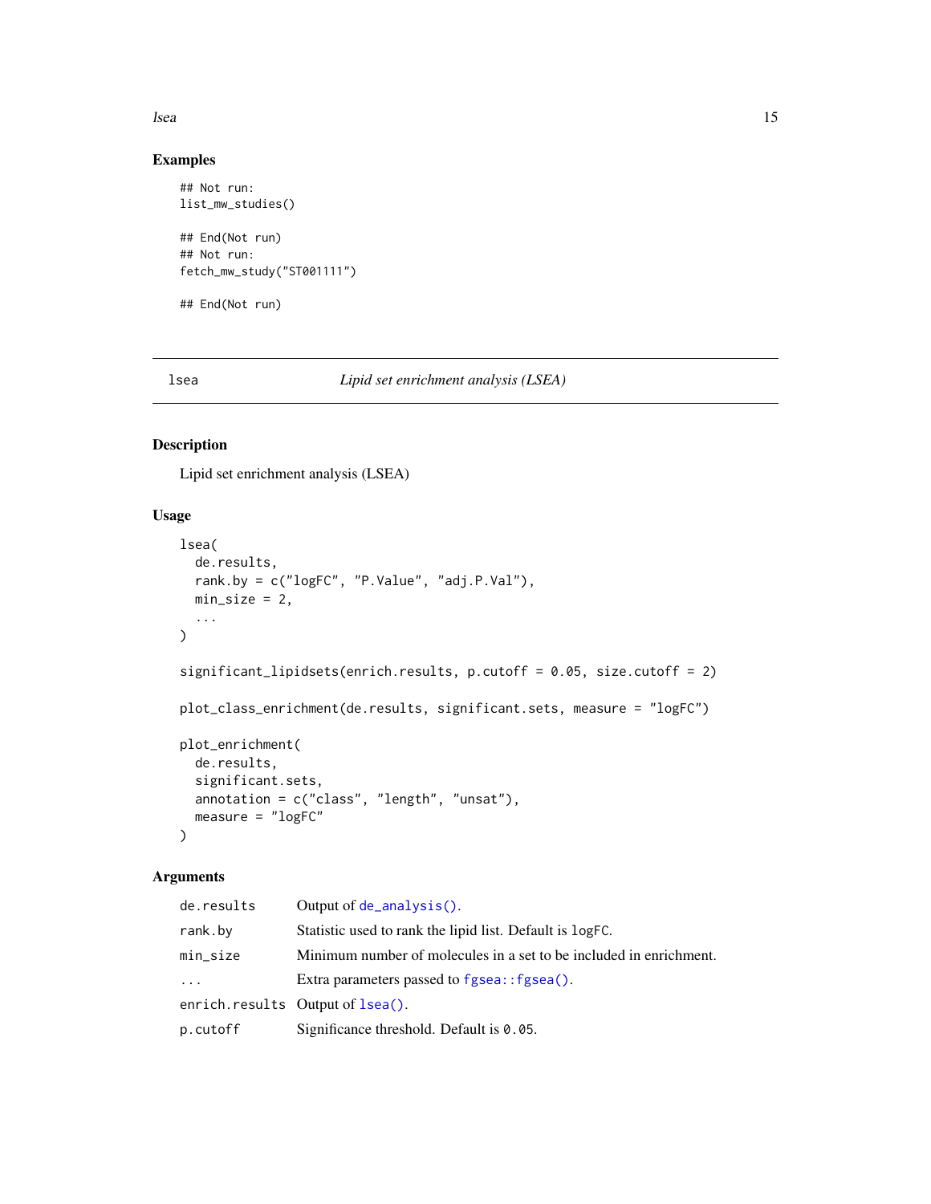## Examples

```
## Not run:
list_mw_studies()

## End(Not run)
## Not run:
fetch_mw_study("ST001111")

## End(Not run)
```

---

# lsea — *Lipid set enrichment analysis (LSEA)*

## Description

Lipid set enrichment analysis (LSEA)

## Usage

```
lsea(
  de.results,
  rank.by = c("logFC", "P.Value", "adj.P.Val"),
  min_size = 2,
  ...
)

significant_lipidsets(enrich.results, p.cutoff = 0.05, size.cutoff = 2)

plot_class_enrichment(de.results, significant.sets, measure = "logFC")

plot_enrichment(
  de.results,
  significant.sets,
  annotation = c("class", "length", "unsat"),
  measure = "logFC"
)
```

## Arguments

| | |
|---|---|
| `de.results` | Output of `de_analysis()`. |
| `rank.by` | Statistic used to rank the lipid list. Default is `logFC`. |
| `min_size` | Minimum number of molecules in a set to be included in enrichment. |
| `...` | Extra parameters passed to `fgsea::fgsea()`. |
| `enrich.results` | Output of `lsea()`. |
| `p.cutoff` | Significance threshold. Default is `0.05`. |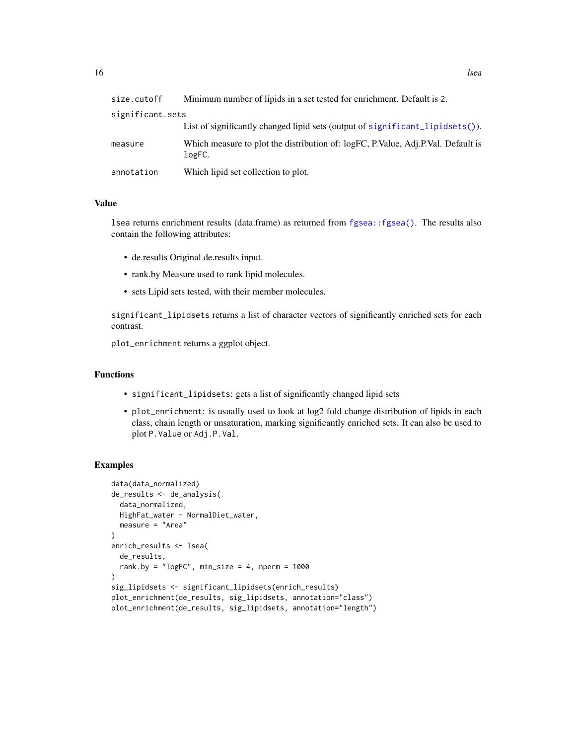| | |
|---|---|
| size.cutoff | Minimum number of lipids in a set tested for enrichment. Default is 2. |
| significant.sets | List of significantly changed lipid sets (output of significant_lipidsets()). |
| measure | Which measure to plot the distribution of: logFC, P.Value, Adj.P.Val. Default is logFC. |
| annotation | Which lipid set collection to plot. |

## Value

lsea returns enrichment results (data.frame) as returned from fgsea::fgsea(). The results also contain the following attributes:

- de.results Original de.results input.
- rank.by Measure used to rank lipid molecules.
- sets Lipid sets tested, with their member molecules.

significant_lipidsets returns a list of character vectors of significantly enriched sets for each contrast.

plot_enrichment returns a ggplot object.

## Functions

- significant_lipidsets: gets a list of significantly changed lipid sets
- plot_enrichment: is usually used to look at log2 fold change distribution of lipids in each class, chain length or unsaturation, marking significantly enriched sets. It can also be used to plot P.Value or Adj.P.Val.

## Examples

```
data(data_normalized)
de_results <- de_analysis(
  data_normalized,
  HighFat_water - NormalDiet_water,
  measure = "Area"
)
enrich_results <- lsea(
  de_results,
  rank.by = "logFC", min_size = 4, nperm = 1000
)
sig_lipidsets <- significant_lipidsets(enrich_results)
plot_enrichment(de_results, sig_lipidsets, annotation="class")
plot_enrichment(de_results, sig_lipidsets, annotation="length")
```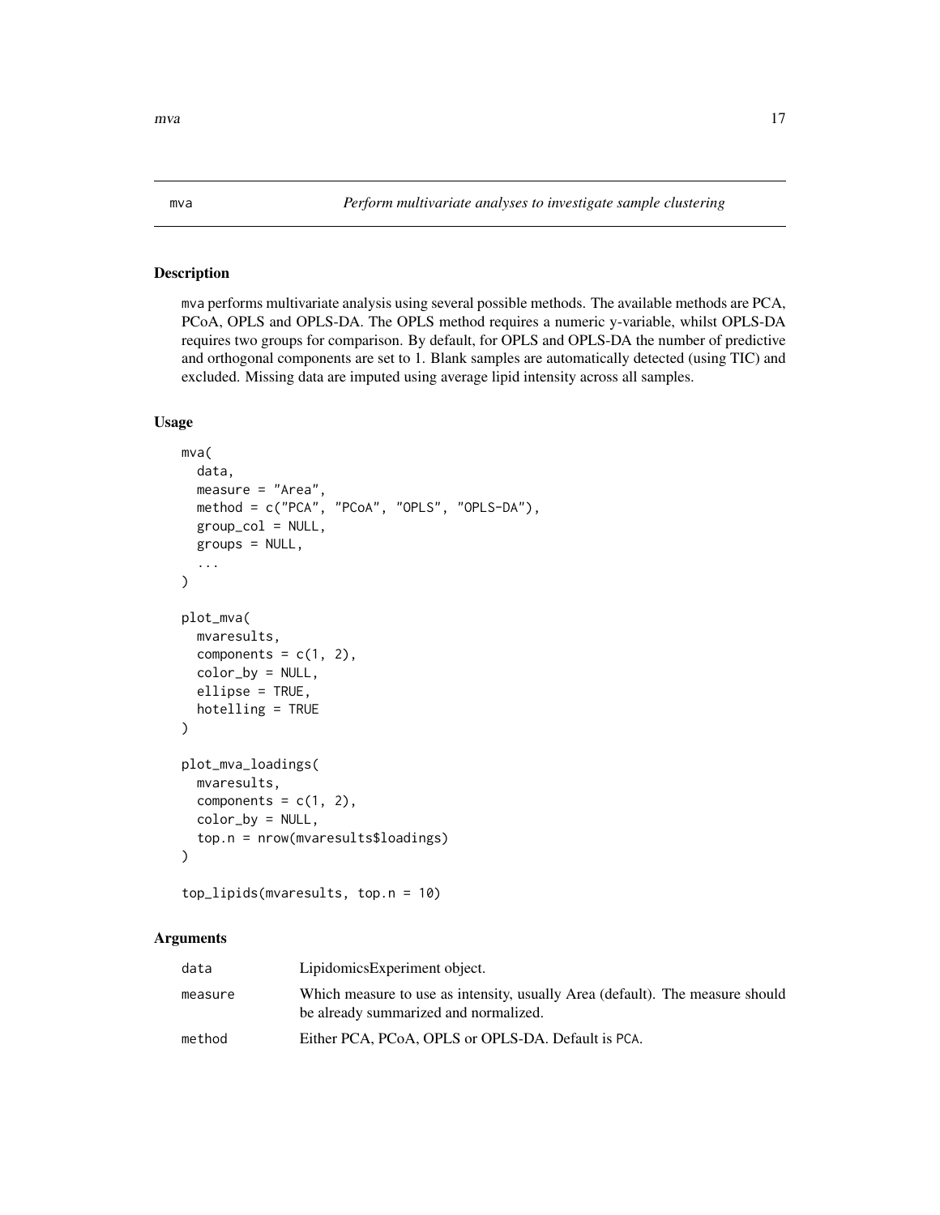## mva — *Perform multivariate analyses to investigate sample clustering*

### Description

`mva` performs multivariate analysis using several possible methods. The available methods are PCA, PCoA, OPLS and OPLS-DA. The OPLS method requires a numeric y-variable, whilst OPLS-DA requires two groups for comparison. By default, for OPLS and OPLS-DA the number of predictive and orthogonal components are set to 1. Blank samples are automatically detected (using TIC) and excluded. Missing data are imputed using average lipid intensity across all samples.

### Usage

```
mva(
  data,
  measure = "Area",
  method = c("PCA", "PCoA", "OPLS", "OPLS-DA"),
  group_col = NULL,
  groups = NULL,
  ...
)

plot_mva(
  mvaresults,
  components = c(1, 2),
  color_by = NULL,
  ellipse = TRUE,
  hotelling = TRUE
)

plot_mva_loadings(
  mvaresults,
  components = c(1, 2),
  color_by = NULL,
  top.n = nrow(mvaresults$loadings)
)

top_lipids(mvaresults, top.n = 10)
```

### Arguments

| | |
|---|---|
| `data` | LipidomicsExperiment object. |
| `measure` | Which measure to use as intensity, usually Area (default). The measure should be already summarized and normalized. |
| `method` | Either PCA, PCoA, OPLS or OPLS-DA. Default is `PCA`. |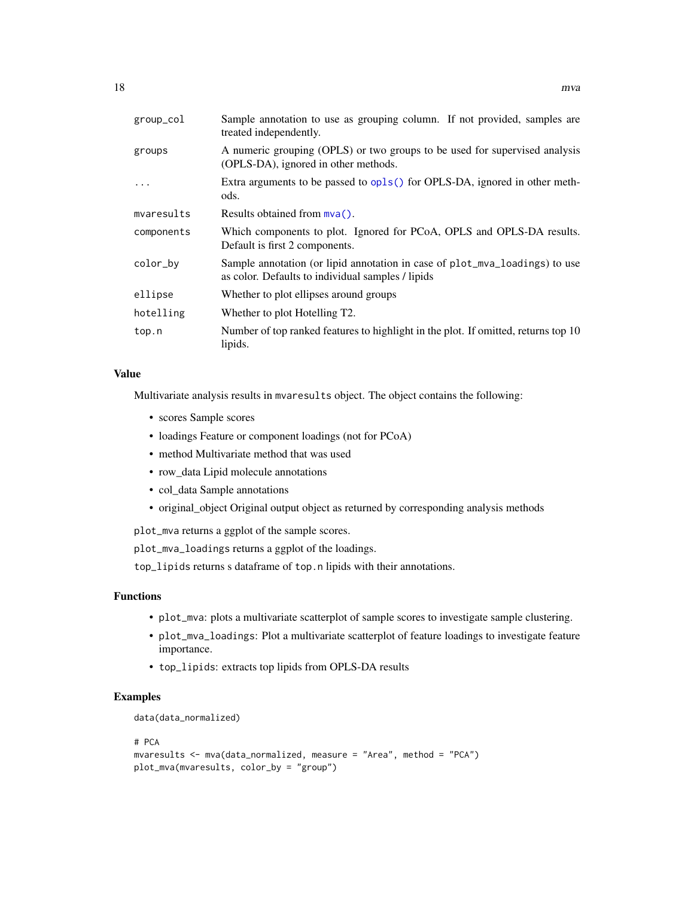| | |
|---|---|
| group_col | Sample annotation to use as grouping column. If not provided, samples are treated independently. |
| groups | A numeric grouping (OPLS) or two groups to be used for supervised analysis (OPLS-DA), ignored in other methods. |
| ... | Extra arguments to be passed to opls() for OPLS-DA, ignored in other methods. |
| mvaresults | Results obtained from mva(). |
| components | Which components to plot. Ignored for PCoA, OPLS and OPLS-DA results. Default is first 2 components. |
| color_by | Sample annotation (or lipid annotation in case of plot_mva_loadings) to use as color. Defaults to individual samples / lipids |
| ellipse | Whether to plot ellipses around groups |
| hotelling | Whether to plot Hotelling T2. |
| top.n | Number of top ranked features to highlight in the plot. If omitted, returns top 10 lipids. |

## Value

Multivariate analysis results in mvaresults object. The object contains the following:

- scores Sample scores
- loadings Feature or component loadings (not for PCoA)
- method Multivariate method that was used
- row_data Lipid molecule annotations
- col_data Sample annotations
- original_object Original output object as returned by corresponding analysis methods

plot_mva returns a ggplot of the sample scores.

plot_mva_loadings returns a ggplot of the loadings.

top_lipids returns s dataframe of top.n lipids with their annotations.

## Functions

- plot_mva: plots a multivariate scatterplot of sample scores to investigate sample clustering.
- plot_mva_loadings: Plot a multivariate scatterplot of feature loadings to investigate feature importance.
- top_lipids: extracts top lipids from OPLS-DA results

## Examples

```
data(data_normalized)

# PCA
mvaresults <- mva(data_normalized, measure = "Area", method = "PCA")
plot_mva(mvaresults, color_by = "group")
```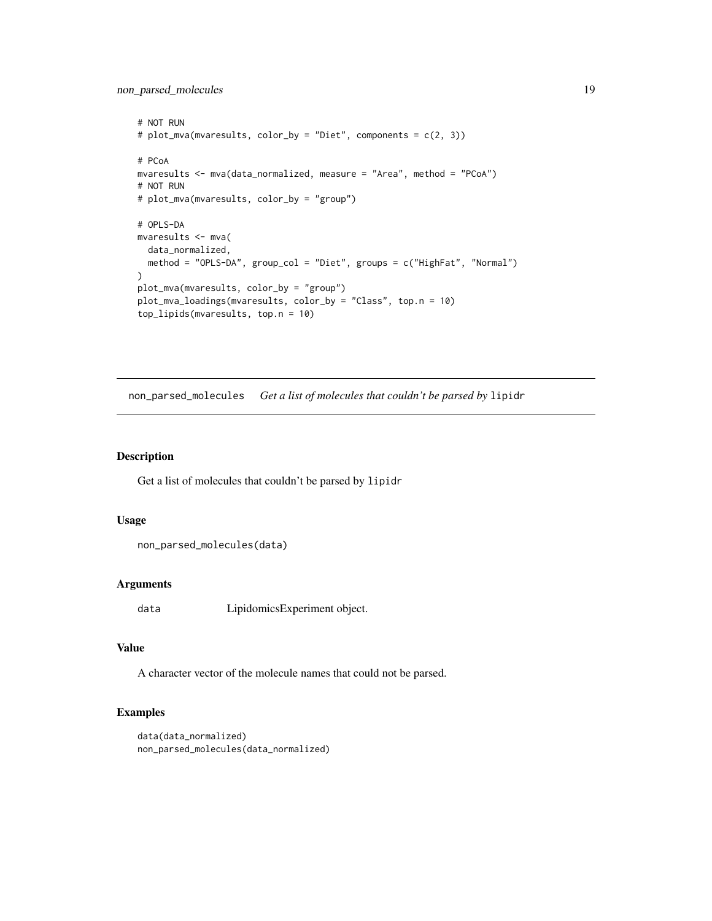```
# NOT RUN
# plot_mva(mvaresults, color_by = "Diet", components = c(2, 3))

# PCoA
mvaresults <- mva(data_normalized, measure = "Area", method = "PCoA")
# NOT RUN
# plot_mva(mvaresults, color_by = "group")

# OPLS-DA
mvaresults <- mva(
  data_normalized,
  method = "OPLS-DA", group_col = "Diet", groups = c("HighFat", "Normal")
)
plot_mva(mvaresults, color_by = "group")
plot_mva_loadings(mvaresults, color_by = "Class", top.n = 10)
top_lipids(mvaresults, top.n = 10)
```

---

## non_parsed_molecules *Get a list of molecules that couldn't be parsed by* `lipidr`

### Description

Get a list of molecules that couldn't be parsed by `lipidr`

### Usage

```
non_parsed_molecules(data)
```

### Arguments

`data` LipidomicsExperiment object.

### Value

A character vector of the molecule names that could not be parsed.

### Examples

```
data(data_normalized)
non_parsed_molecules(data_normalized)
```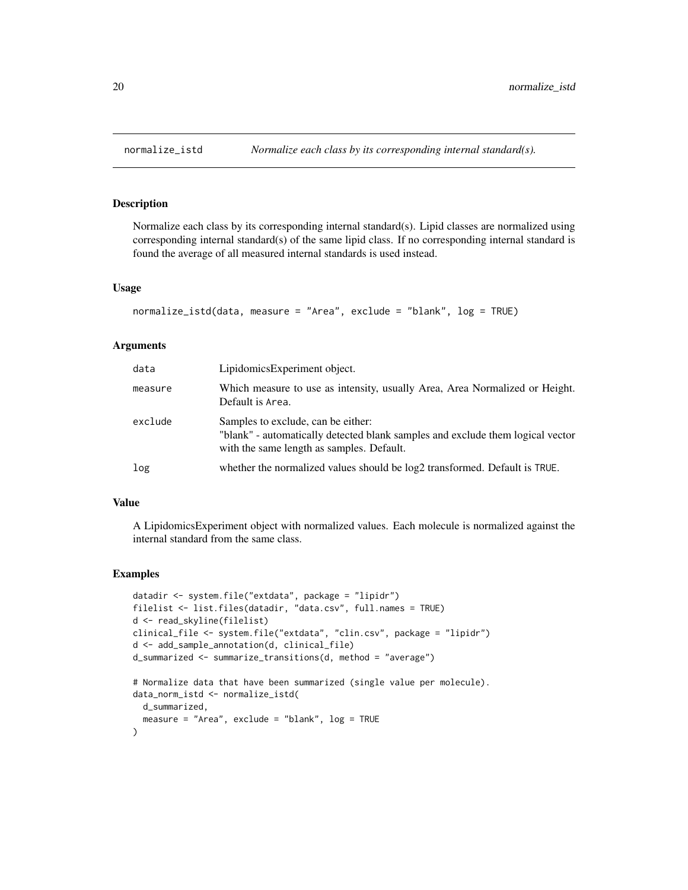## normalize_istd — *Normalize each class by its corresponding internal standard(s).*

### Description

Normalize each class by its corresponding internal standard(s). Lipid classes are normalized using corresponding internal standard(s) of the same lipid class. If no corresponding internal standard is found the average of all measured internal standards is used instead.

### Usage

```
normalize_istd(data, measure = "Area", exclude = "blank", log = TRUE)
```

### Arguments

| | |
|---|---|
| data | LipidomicsExperiment object. |
| measure | Which measure to use as intensity, usually Area, Area Normalized or Height. Default is Area. |
| exclude | Samples to exclude, can be either:<br>"blank" - automatically detected blank samples and exclude them logical vector with the same length as samples. Default. |
| log | whether the normalized values should be log2 transformed. Default is TRUE. |

### Value

A LipidomicsExperiment object with normalized values. Each molecule is normalized against the internal standard from the same class.

### Examples

```
datadir <- system.file("extdata", package = "lipidr")
filelist <- list.files(datadir, "data.csv", full.names = TRUE)
d <- read_skyline(filelist)
clinical_file <- system.file("extdata", "clin.csv", package = "lipidr")
d <- add_sample_annotation(d, clinical_file)
d_summarized <- summarize_transitions(d, method = "average")

# Normalize data that have been summarized (single value per molecule).
data_norm_istd <- normalize_istd(
  d_summarized,
  measure = "Area", exclude = "blank", log = TRUE
)
```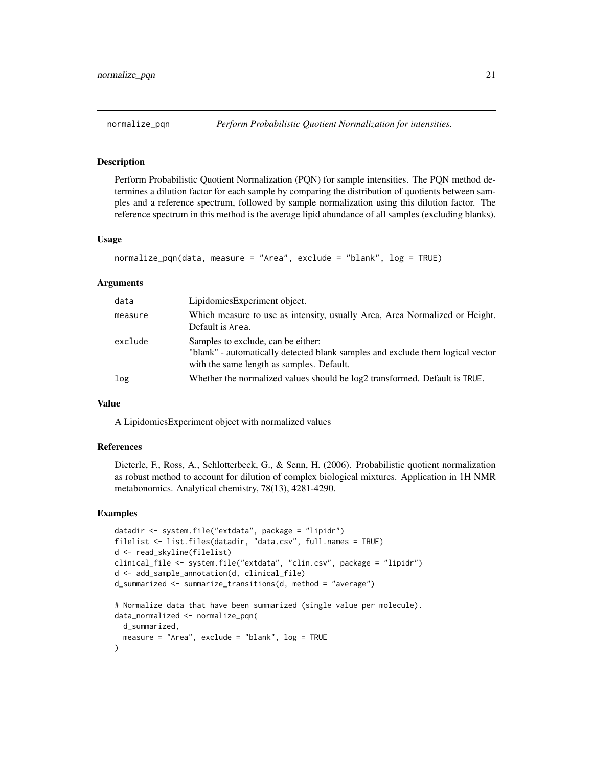## normalize_pqn *Perform Probabilistic Quotient Normalization for intensities.*

### Description

Perform Probabilistic Quotient Normalization (PQN) for sample intensities. The PQN method determines a dilution factor for each sample by comparing the distribution of quotients between samples and a reference spectrum, followed by sample normalization using this dilution factor. The reference spectrum in this method is the average lipid abundance of all samples (excluding blanks).

### Usage

```
normalize_pqn(data, measure = "Area", exclude = "blank", log = TRUE)
```

### Arguments

| | |
|---|---|
| data | LipidomicsExperiment object. |
| measure | Which measure to use as intensity, usually Area, Area Normalized or Height. Default is Area. |
| exclude | Samples to exclude, can be either: "blank" - automatically detected blank samples and exclude them logical vector with the same length as samples. Default. |
| log | Whether the normalized values should be log2 transformed. Default is TRUE. |

### Value

A LipidomicsExperiment object with normalized values

### References

Dieterle, F., Ross, A., Schlotterbeck, G., & Senn, H. (2006). Probabilistic quotient normalization as robust method to account for dilution of complex biological mixtures. Application in 1H NMR metabonomics. Analytical chemistry, 78(13), 4281-4290.

### Examples

```
datadir <- system.file("extdata", package = "lipidr")
filelist <- list.files(datadir, "data.csv", full.names = TRUE)
d <- read_skyline(filelist)
clinical_file <- system.file("extdata", "clin.csv", package = "lipidr")
d <- add_sample_annotation(d, clinical_file)
d_summarized <- summarize_transitions(d, method = "average")

# Normalize data that have been summarized (single value per molecule).
data_normalized <- normalize_pqn(
  d_summarized,
  measure = "Area", exclude = "blank", log = TRUE
)
```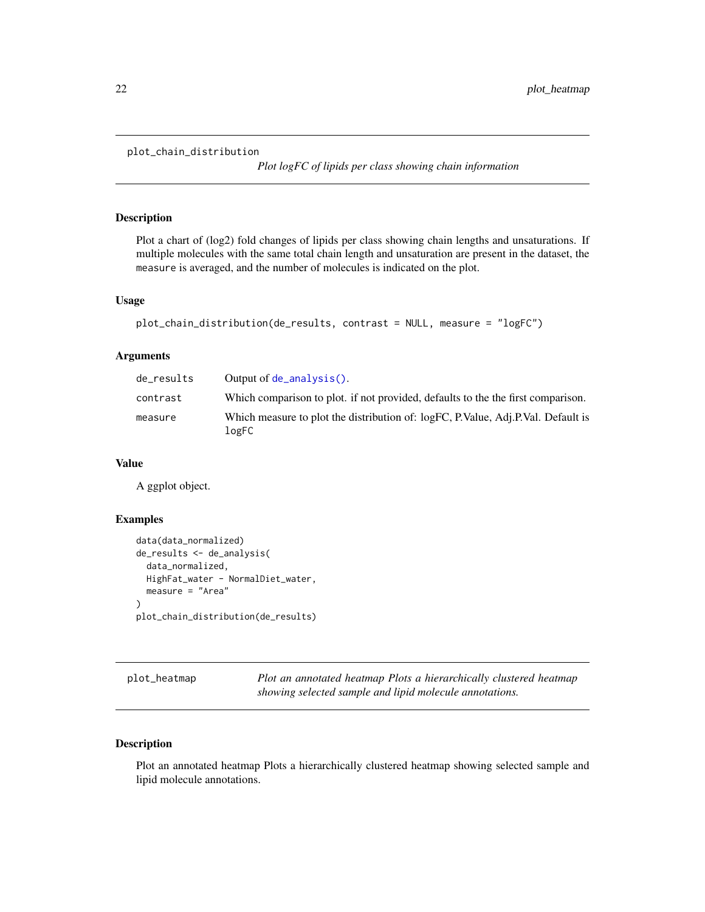## plot_chain_distribution

*Plot logFC of lipids per class showing chain information*

### Description

Plot a chart of (log2) fold changes of lipids per class showing chain lengths and unsaturations. If multiple molecules with the same total chain length and unsaturation are present in the dataset, the `measure` is averaged, and the number of molecules is indicated on the plot.

### Usage

```
plot_chain_distribution(de_results, contrast = NULL, measure = "logFC")
```

### Arguments

| | |
|---|---|
| `de_results` | Output of `de_analysis()`. |
| `contrast` | Which comparison to plot. if not provided, defaults to the the first comparison. |
| `measure` | Which measure to plot the distribution of: logFC, P.Value, Adj.P.Val. Default is `logFC` |

### Value

A ggplot object.

### Examples

```
data(data_normalized)
de_results <- de_analysis(
  data_normalized,
  HighFat_water - NormalDiet_water,
  measure = "Area"
)
plot_chain_distribution(de_results)
```

## plot_heatmap

*Plot an annotated heatmap Plots a hierarchically clustered heatmap showing selected sample and lipid molecule annotations.*

### Description

Plot an annotated heatmap Plots a hierarchically clustered heatmap showing selected sample and lipid molecule annotations.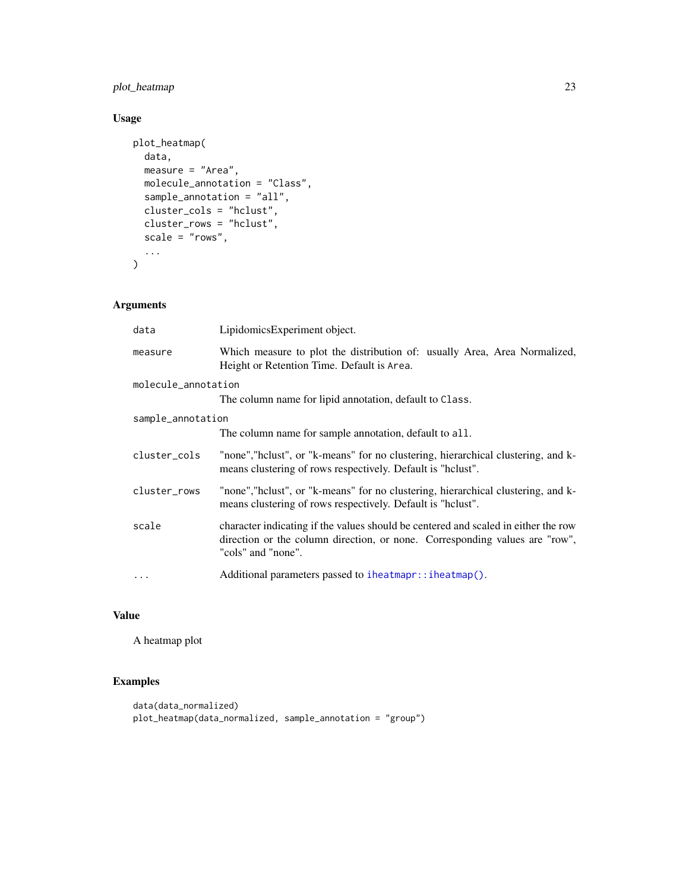## Usage

```
plot_heatmap(
  data,
  measure = "Area",
  molecule_annotation = "Class",
  sample_annotation = "all",
  cluster_cols = "hclust",
  cluster_rows = "hclust",
  scale = "rows",
  ...
)
```

## Arguments

| | |
|---|---|
| `data` | LipidomicsExperiment object. |
| `measure` | Which measure to plot the distribution of: usually Area, Area Normalized, Height or Retention Time. Default is `Area`. |
| `molecule_annotation` | The column name for lipid annotation, default to `Class`. |
| `sample_annotation` | The column name for sample annotation, default to `all`. |
| `cluster_cols` | "none","hclust", or "k-means" for no clustering, hierarchical clustering, and k-means clustering of rows respectively. Default is "hclust". |
| `cluster_rows` | "none","hclust", or "k-means" for no clustering, hierarchical clustering, and k-means clustering of rows respectively. Default is "hclust". |
| `scale` | character indicating if the values should be centered and scaled in either the row direction or the column direction, or none. Corresponding values are "row", "cols" and "none". |
| `...` | Additional parameters passed to `iheatmapr::iheatmap()`. |

## Value

A heatmap plot

## Examples

```
data(data_normalized)
plot_heatmap(data_normalized, sample_annotation = "group")
```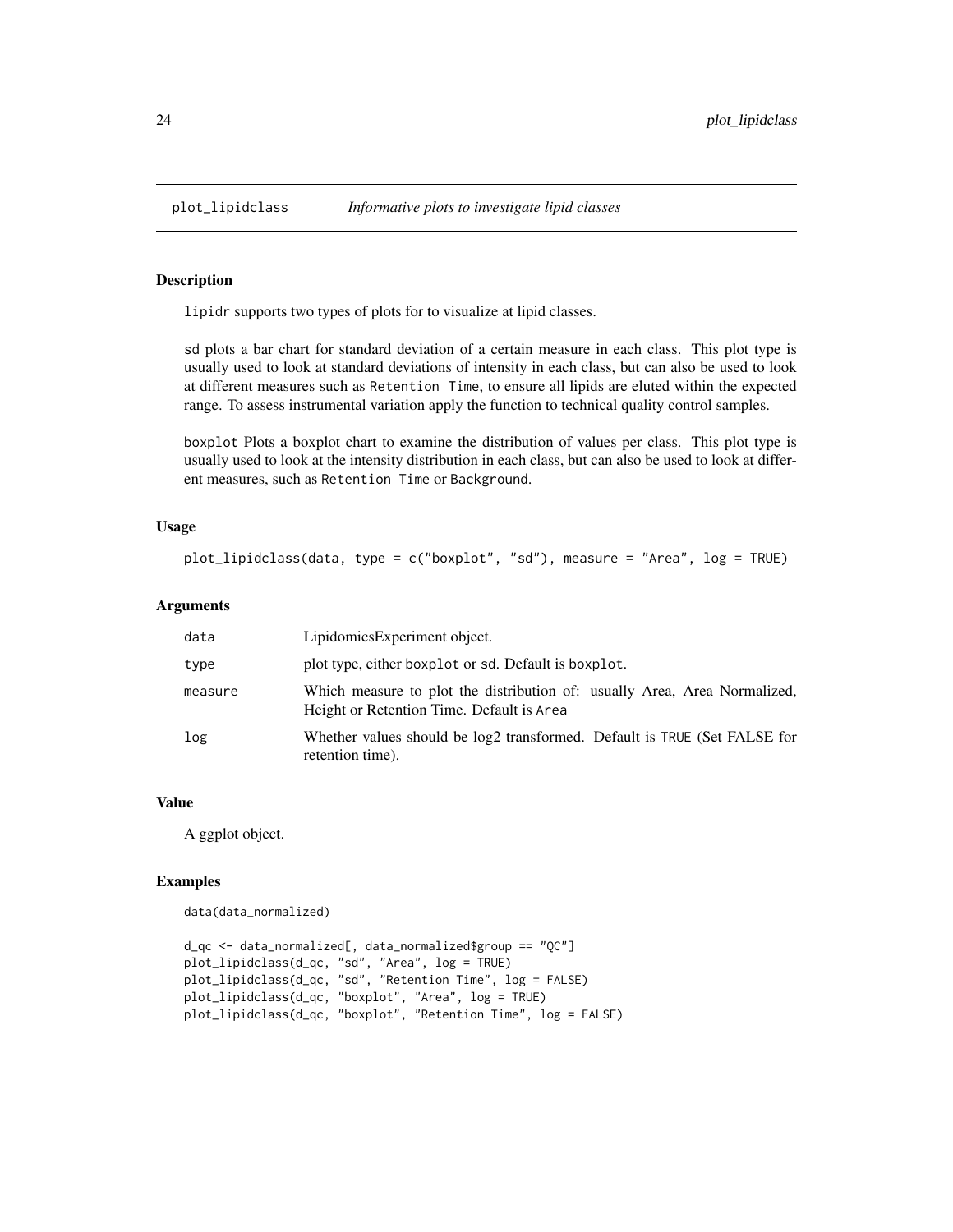## plot_lipidclass — *Informative plots to investigate lipid classes*

### Description

lipidr supports two types of plots for to visualize at lipid classes.

sd plots a bar chart for standard deviation of a certain measure in each class. This plot type is usually used to look at standard deviations of intensity in each class, but can also be used to look at different measures such as Retention Time, to ensure all lipids are eluted within the expected range. To assess instrumental variation apply the function to technical quality control samples.

boxplot Plots a boxplot chart to examine the distribution of values per class. This plot type is usually used to look at the intensity distribution in each class, but can also be used to look at different measures, such as Retention Time or Background.

### Usage

```
plot_lipidclass(data, type = c("boxplot", "sd"), measure = "Area", log = TRUE)
```

### Arguments

| | |
|---|---|
| data | LipidomicsExperiment object. |
| type | plot type, either boxplot or sd. Default is boxplot. |
| measure | Which measure to plot the distribution of: usually Area, Area Normalized, Height or Retention Time. Default is Area |
| log | Whether values should be log2 transformed. Default is TRUE (Set FALSE for retention time). |

### Value

A ggplot object.

### Examples

```
data(data_normalized)

d_qc <- data_normalized[, data_normalized$group == "QC"]
plot_lipidclass(d_qc, "sd", "Area", log = TRUE)
plot_lipidclass(d_qc, "sd", "Retention Time", log = FALSE)
plot_lipidclass(d_qc, "boxplot", "Area", log = TRUE)
plot_lipidclass(d_qc, "boxplot", "Retention Time", log = FALSE)
```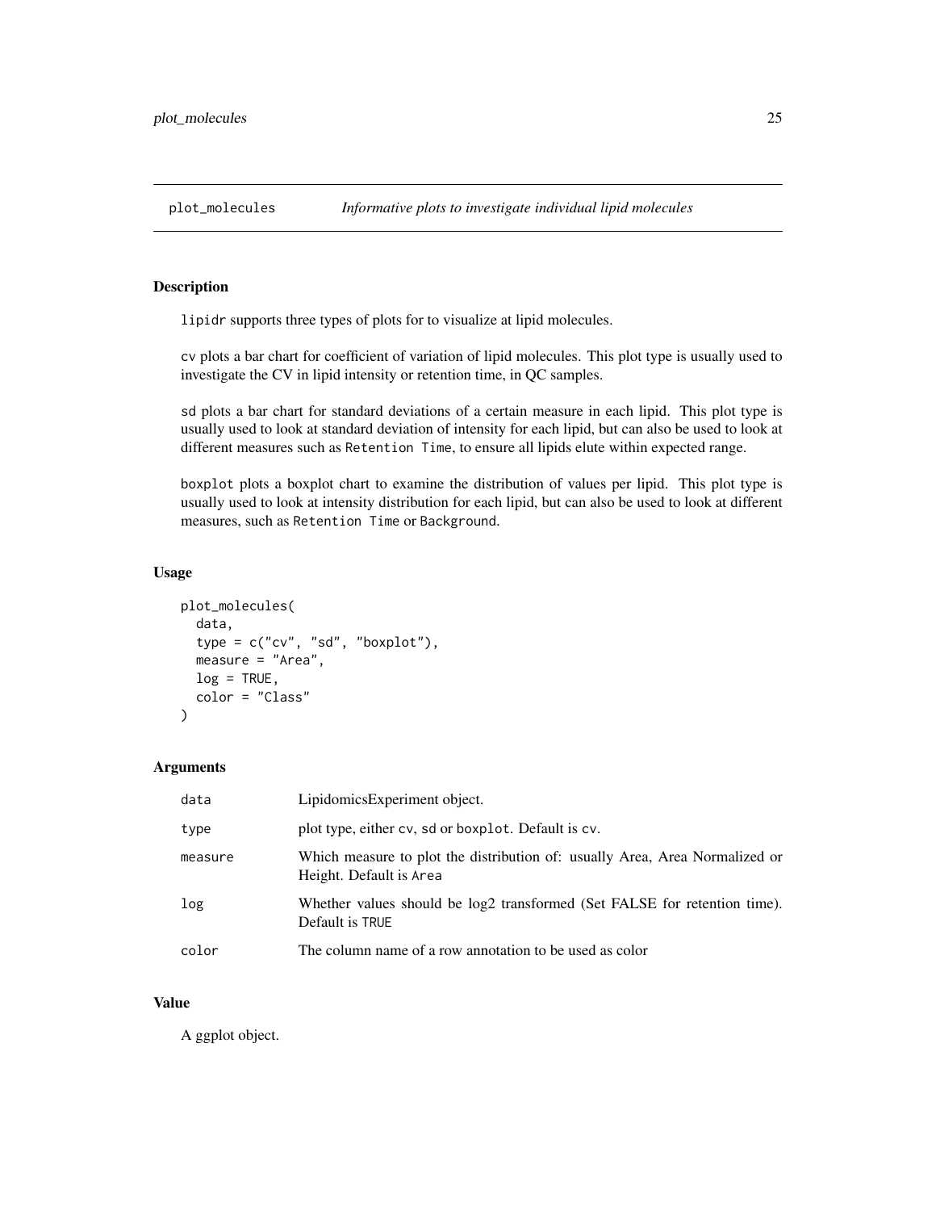## plot_molecules *Informative plots to investigate individual lipid molecules*

### Description

lipidr supports three types of plots for to visualize at lipid molecules.

cv plots a bar chart for coefficient of variation of lipid molecules. This plot type is usually used to investigate the CV in lipid intensity or retention time, in QC samples.

sd plots a bar chart for standard deviations of a certain measure in each lipid. This plot type is usually used to look at standard deviation of intensity for each lipid, but can also be used to look at different measures such as Retention Time, to ensure all lipids elute within expected range.

boxplot plots a boxplot chart to examine the distribution of values per lipid. This plot type is usually used to look at intensity distribution for each lipid, but can also be used to look at different measures, such as Retention Time or Background.

### Usage

```
plot_molecules(
  data,
  type = c("cv", "sd", "boxplot"),
  measure = "Area",
  log = TRUE,
  color = "Class"
)
```

### Arguments

| | |
|---|---|
| data | LipidomicsExperiment object. |
| type | plot type, either cv, sd or boxplot. Default is cv. |
| measure | Which measure to plot the distribution of: usually Area, Area Normalized or Height. Default is Area |
| log | Whether values should be log2 transformed (Set FALSE for retention time). Default is TRUE |
| color | The column name of a row annotation to be used as color |

### Value

A ggplot object.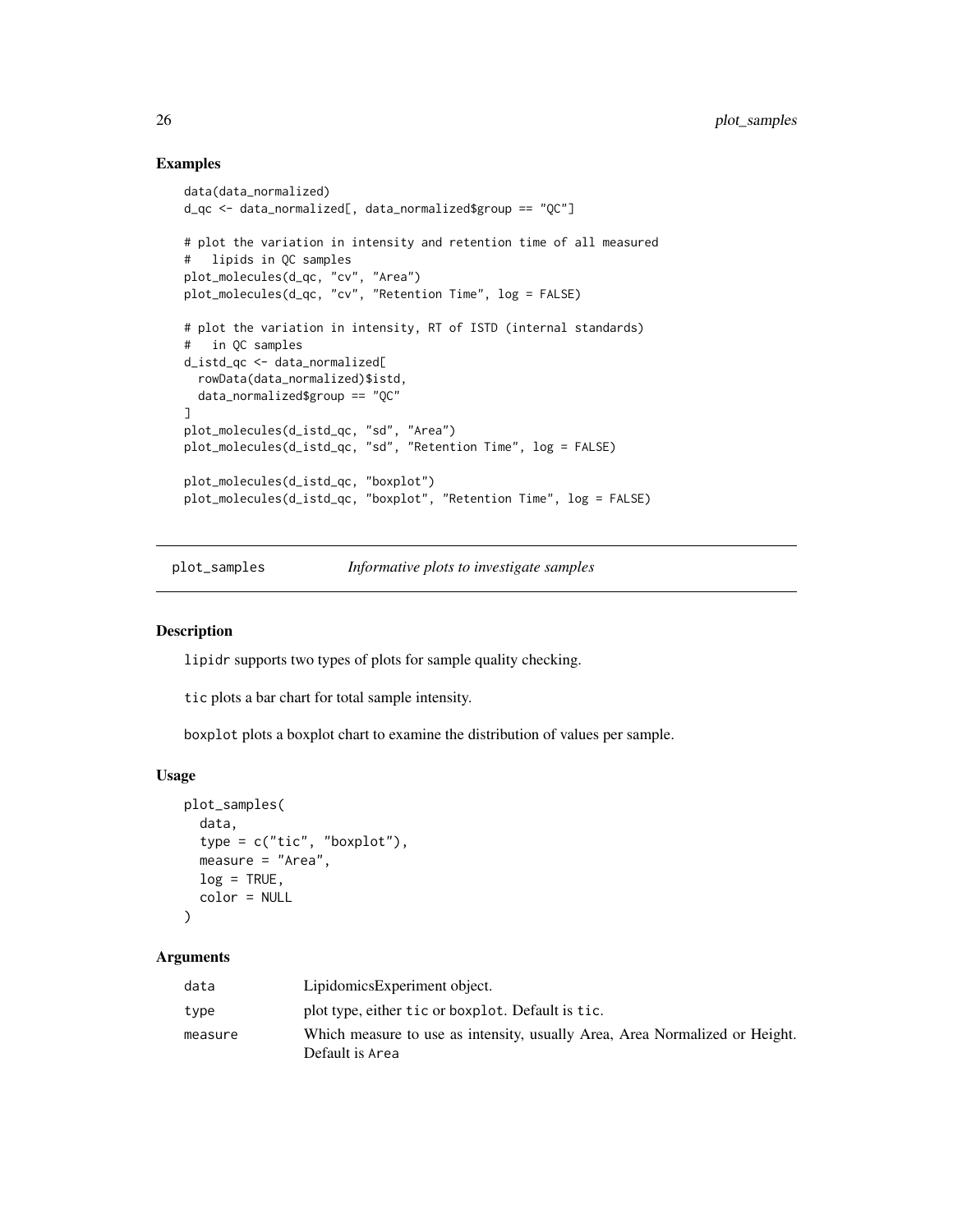### Examples

```
data(data_normalized)
d_qc <- data_normalized[, data_normalized$group == "QC"]

# plot the variation in intensity and retention time of all measured
#   lipids in QC samples
plot_molecules(d_qc, "cv", "Area")
plot_molecules(d_qc, "cv", "Retention Time", log = FALSE)

# plot the variation in intensity, RT of ISTD (internal standards)
#   in QC samples
d_istd_qc <- data_normalized[
  rowData(data_normalized)$istd,
  data_normalized$group == "QC"
]
plot_molecules(d_istd_qc, "sd", "Area")
plot_molecules(d_istd_qc, "sd", "Retention Time", log = FALSE)

plot_molecules(d_istd_qc, "boxplot")
plot_molecules(d_istd_qc, "boxplot", "Retention Time", log = FALSE)
```

---

## plot_samples *Informative plots to investigate samples*

---

### Description

lipidr supports two types of plots for sample quality checking.

tic plots a bar chart for total sample intensity.

boxplot plots a boxplot chart to examine the distribution of values per sample.

### Usage

```
plot_samples(
  data,
  type = c("tic", "boxplot"),
  measure = "Area",
  log = TRUE,
  color = NULL
)
```

### Arguments

| | |
|---|---|
| data | LipidomicsExperiment object. |
| type | plot type, either tic or boxplot. Default is tic. |
| measure | Which measure to use as intensity, usually Area, Area Normalized or Height. Default is Area |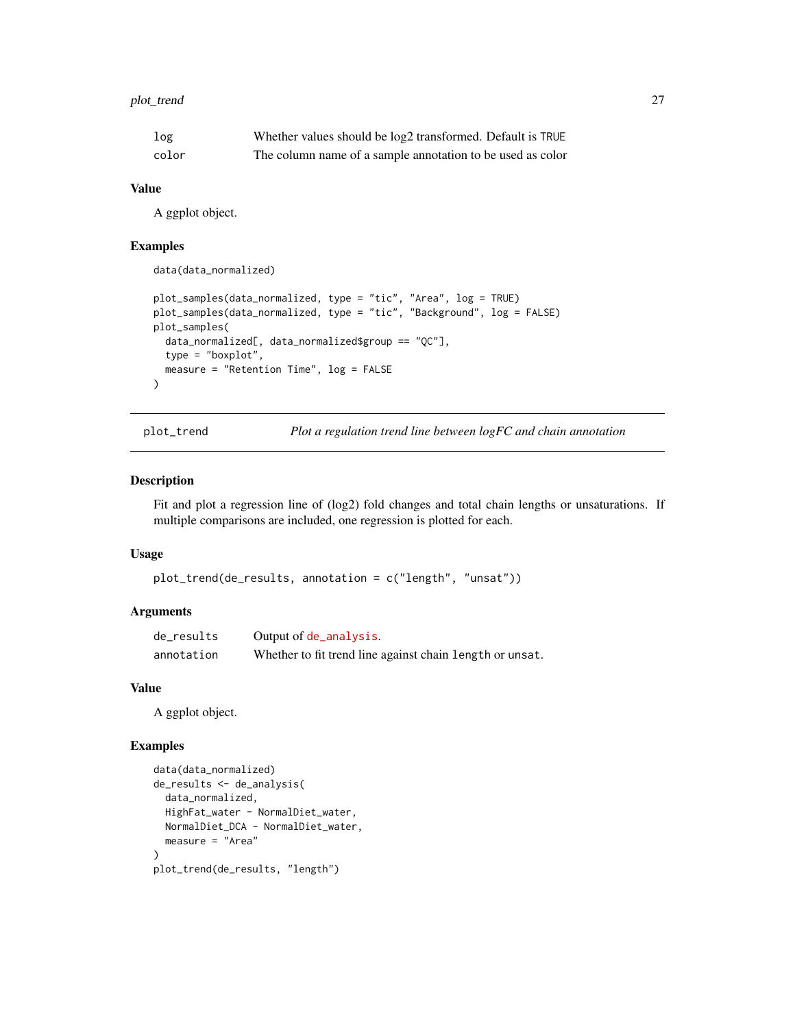| | |
|---|---|
| log | Whether values should be log2 transformed. Default is TRUE |
| color | The column name of a sample annotation to be used as color |

### Value

A ggplot object.

### Examples

```
data(data_normalized)

plot_samples(data_normalized, type = "tic", "Area", log = TRUE)
plot_samples(data_normalized, type = "tic", "Background", log = FALSE)
plot_samples(
  data_normalized[, data_normalized$group == "QC"],
  type = "boxplot",
  measure = "Retention Time", log = FALSE
)
```

---

## plot_trend — *Plot a regulation trend line between logFC and chain annotation*

### Description

Fit and plot a regression line of (log2) fold changes and total chain lengths or unsaturations. If multiple comparisons are included, one regression is plotted for each.

### Usage

```
plot_trend(de_results, annotation = c("length", "unsat"))
```

### Arguments

| | |
|---|---|
| de_results | Output of de_analysis. |
| annotation | Whether to fit trend line against chain length or unsat. |

### Value

A ggplot object.

### Examples

```
data(data_normalized)
de_results <- de_analysis(
  data_normalized,
  HighFat_water - NormalDiet_water,
  NormalDiet_DCA - NormalDiet_water,
  measure = "Area"
)
plot_trend(de_results, "length")
```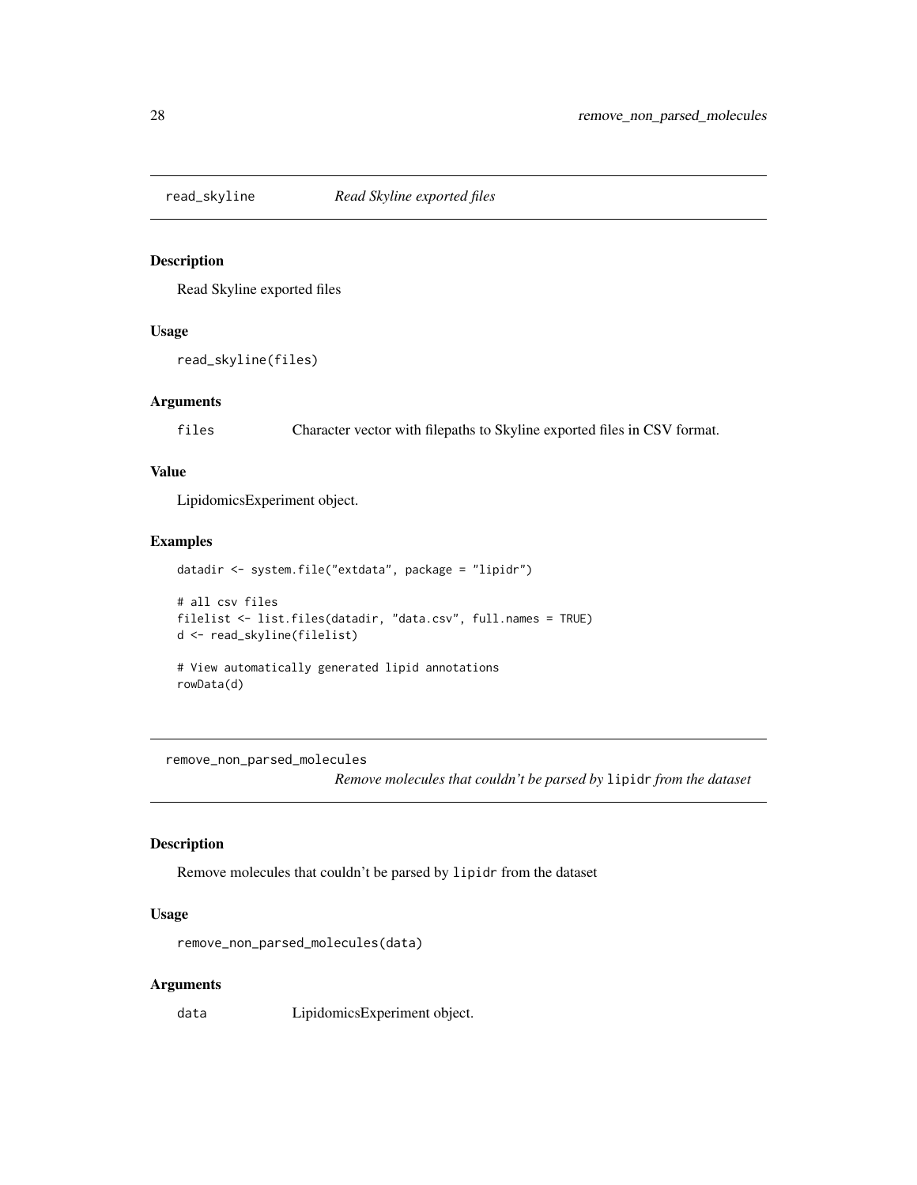## read_skyline *Read Skyline exported files*

### Description

Read Skyline exported files

### Usage

```
read_skyline(files)
```

### Arguments

| | |
|---|---|
| `files` | Character vector with filepaths to Skyline exported files in CSV format. |

### Value

LipidomicsExperiment object.

### Examples

```
datadir <- system.file("extdata", package = "lipidr")

# all csv files
filelist <- list.files(datadir, "data.csv", full.names = TRUE)
d <- read_skyline(filelist)

# View automatically generated lipid annotations
rowData(d)
```

## remove_non_parsed_molecules *Remove molecules that couldn't be parsed by* `lipidr` *from the dataset*

### Description

Remove molecules that couldn't be parsed by `lipidr` from the dataset

### Usage

```
remove_non_parsed_molecules(data)
```

### Arguments

| | |
|---|---|
| `data` | LipidomicsExperiment object. |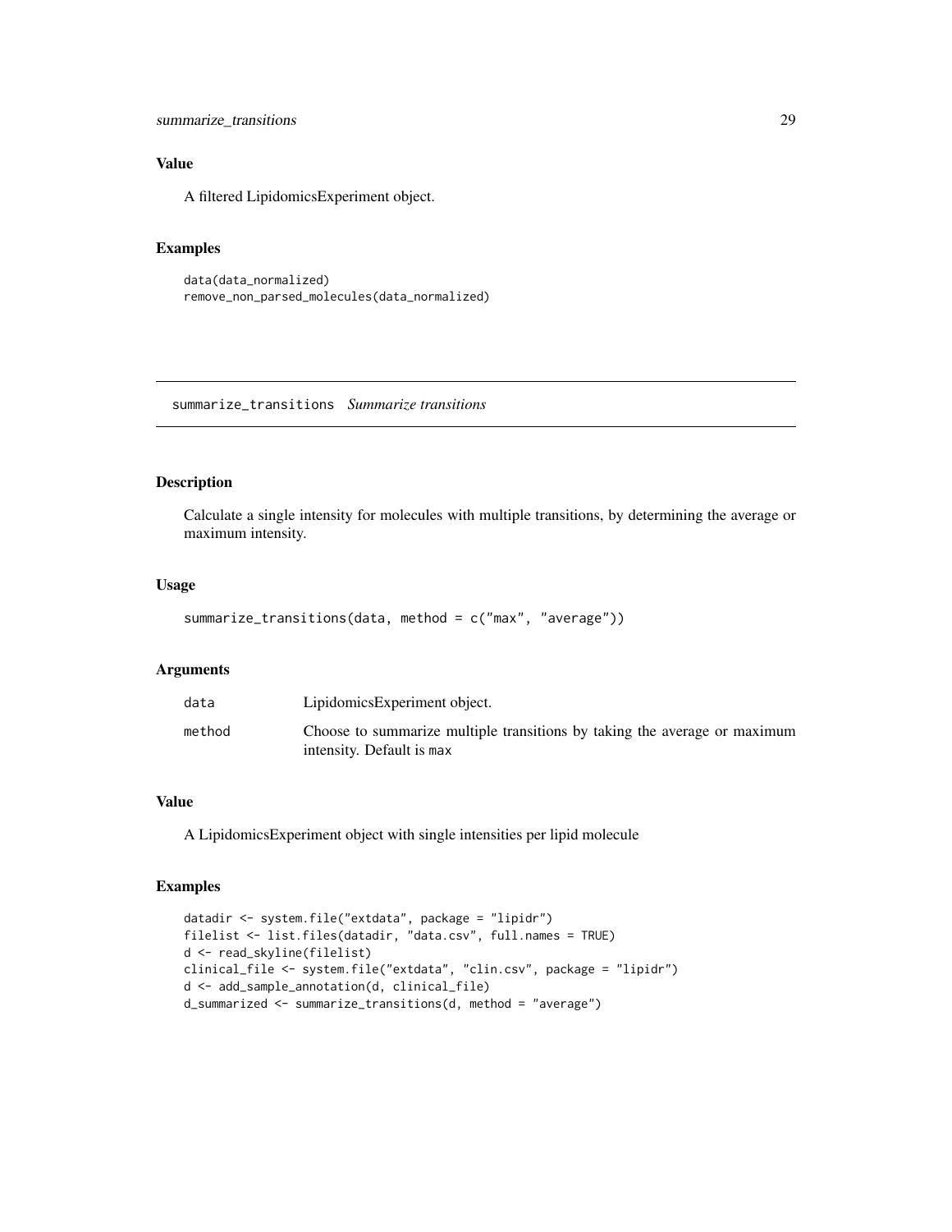### Value

A filtered LipidomicsExperiment object.

### Examples

```
data(data_normalized)
remove_non_parsed_molecules(data_normalized)
```

---

## summarize_transitions *Summarize transitions*

### Description

Calculate a single intensity for molecules with multiple transitions, by determining the average or maximum intensity.

### Usage

```
summarize_transitions(data, method = c("max", "average"))
```

### Arguments

| | |
|---|---|
| data | LipidomicsExperiment object. |
| method | Choose to summarize multiple transitions by taking the average or maximum intensity. Default is max |

### Value

A LipidomicsExperiment object with single intensities per lipid molecule

### Examples

```
datadir <- system.file("extdata", package = "lipidr")
filelist <- list.files(datadir, "data.csv", full.names = TRUE)
d <- read_skyline(filelist)
clinical_file <- system.file("extdata", "clin.csv", package = "lipidr")
d <- add_sample_annotation(d, clinical_file)
d_summarized <- summarize_transitions(d, method = "average")
```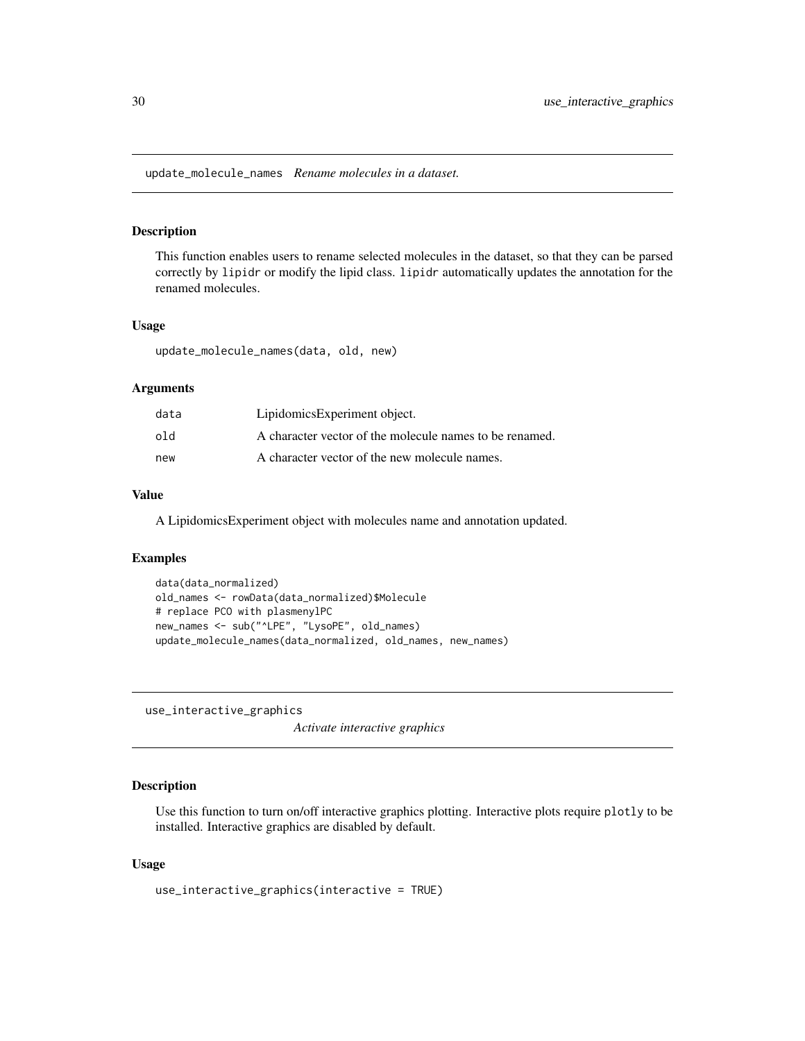## update_molecule_names *Rename molecules in a dataset.*

### Description

This function enables users to rename selected molecules in the dataset, so that they can be parsed correctly by `lipidr` or modify the lipid class. `lipidr` automatically updates the annotation for the renamed molecules.

### Usage

```
update_molecule_names(data, old, new)
```

### Arguments

| | |
|---|---|
| `data` | LipidomicsExperiment object. |
| `old` | A character vector of the molecule names to be renamed. |
| `new` | A character vector of the new molecule names. |

### Value

A LipidomicsExperiment object with molecules name and annotation updated.

### Examples

```
data(data_normalized)
old_names <- rowData(data_normalized)$Molecule
# replace PCO with plasmenylPC
new_names <- sub("^LPE", "LysoPE", old_names)
update_molecule_names(data_normalized, old_names, new_names)
```

## use_interactive_graphics *Activate interactive graphics*

### Description

Use this function to turn on/off interactive graphics plotting. Interactive plots require `plotly` to be installed. Interactive graphics are disabled by default.

### Usage

```
use_interactive_graphics(interactive = TRUE)
```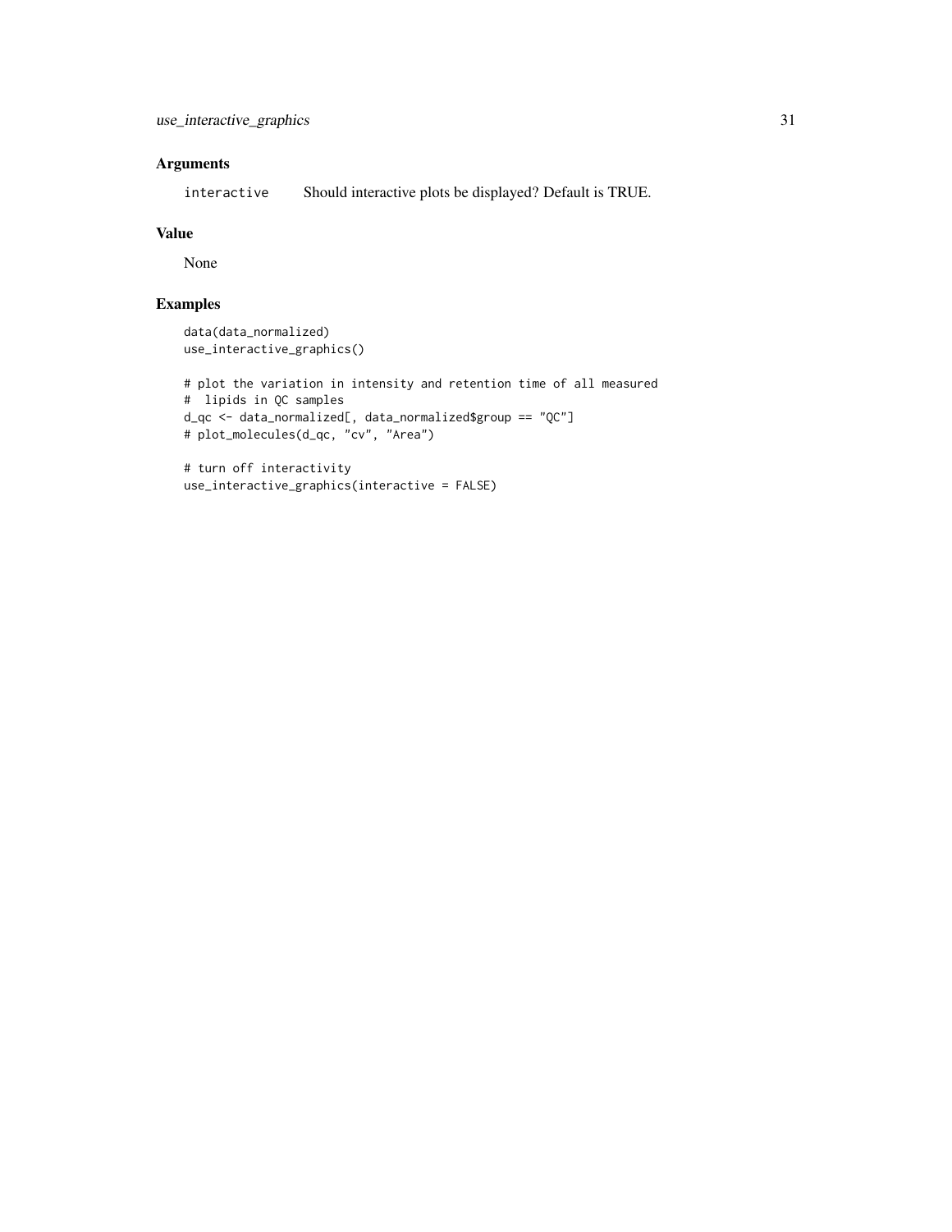## Arguments

| | |
|---|---|
| `interactive` | Should interactive plots be displayed? Default is TRUE. |

## Value

None

## Examples

```
data(data_normalized)
use_interactive_graphics()

# plot the variation in intensity and retention time of all measured
#  lipids in QC samples
d_qc <- data_normalized[, data_normalized$group == "QC"]
# plot_molecules(d_qc, "cv", "Area")

# turn off interactivity
use_interactive_graphics(interactive = FALSE)
```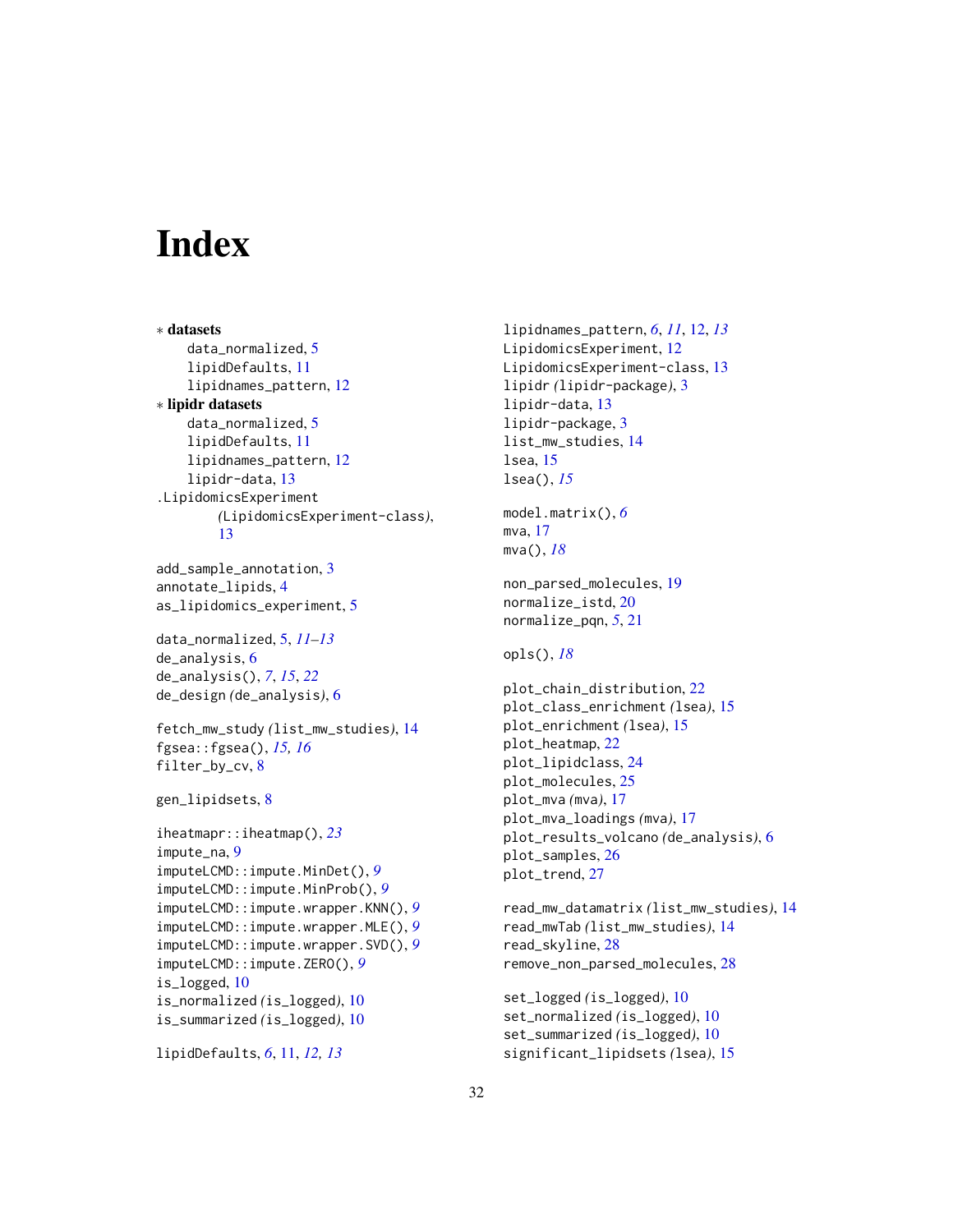# Index

* **datasets**
    - data_normalized, 5
    - lipidDefaults, 11
    - lipidnames_pattern, 12
* **lipidr datasets**
    - data_normalized, 5
    - lipidDefaults, 11
    - lipidnames_pattern, 12
    - lipidr-data, 13

.LipidomicsExperiment *(LipidomicsExperiment-class)*, 13

add_sample_annotation, 3
annotate_lipids, 4
as_lipidomics_experiment, 5

data_normalized, 5, *11–13*
de_analysis, 6
de_analysis(), *7*, *15*, *22*
de_design *(de_analysis)*, 6

fetch_mw_study *(list_mw_studies)*, 14
fgsea::fgsea(), *15*, *16*
filter_by_cv, 8

gen_lipidsets, 8

iheatmapr::iheatmap(), *23*
impute_na, 9
imputeLCMD::impute.MinDet(), *9*
imputeLCMD::impute.MinProb(), *9*
imputeLCMD::impute.wrapper.KNN(), *9*
imputeLCMD::impute.wrapper.MLE(), *9*
imputeLCMD::impute.wrapper.SVD(), *9*
imputeLCMD::impute.ZERO(), *9*
is_logged, 10
is_normalized *(is_logged)*, 10
is_summarized *(is_logged)*, 10

lipidDefaults, *6*, 11, *12*, *13*
lipidnames_pattern, *6*, *11*, 12, *13*
LipidomicsExperiment, 12
LipidomicsExperiment-class, 13
lipidr *(lipidr-package)*, 3
lipidr-data, 13
lipidr-package, 3
list_mw_studies, 14
lsea, 15
lsea(), *15*

model.matrix(), *6*
mva, 17
mva(), *18*

non_parsed_molecules, 19
normalize_istd, 20
normalize_pqn, *5*, 21

opls(), *18*

plot_chain_distribution, 22
plot_class_enrichment *(lsea)*, 15
plot_enrichment *(lsea)*, 15
plot_heatmap, 22
plot_lipidclass, 24
plot_molecules, 25
plot_mva *(mva)*, 17
plot_mva_loadings *(mva)*, 17
plot_results_volcano *(de_analysis)*, 6
plot_samples, 26
plot_trend, 27

read_mw_datamatrix *(list_mw_studies)*, 14
read_mwTab *(list_mw_studies)*, 14
read_skyline, 28
remove_non_parsed_molecules, 28

set_logged *(is_logged)*, 10
set_normalized *(is_logged)*, 10
set_summarized *(is_logged)*, 10
significant_lipidsets *(lsea)*, 15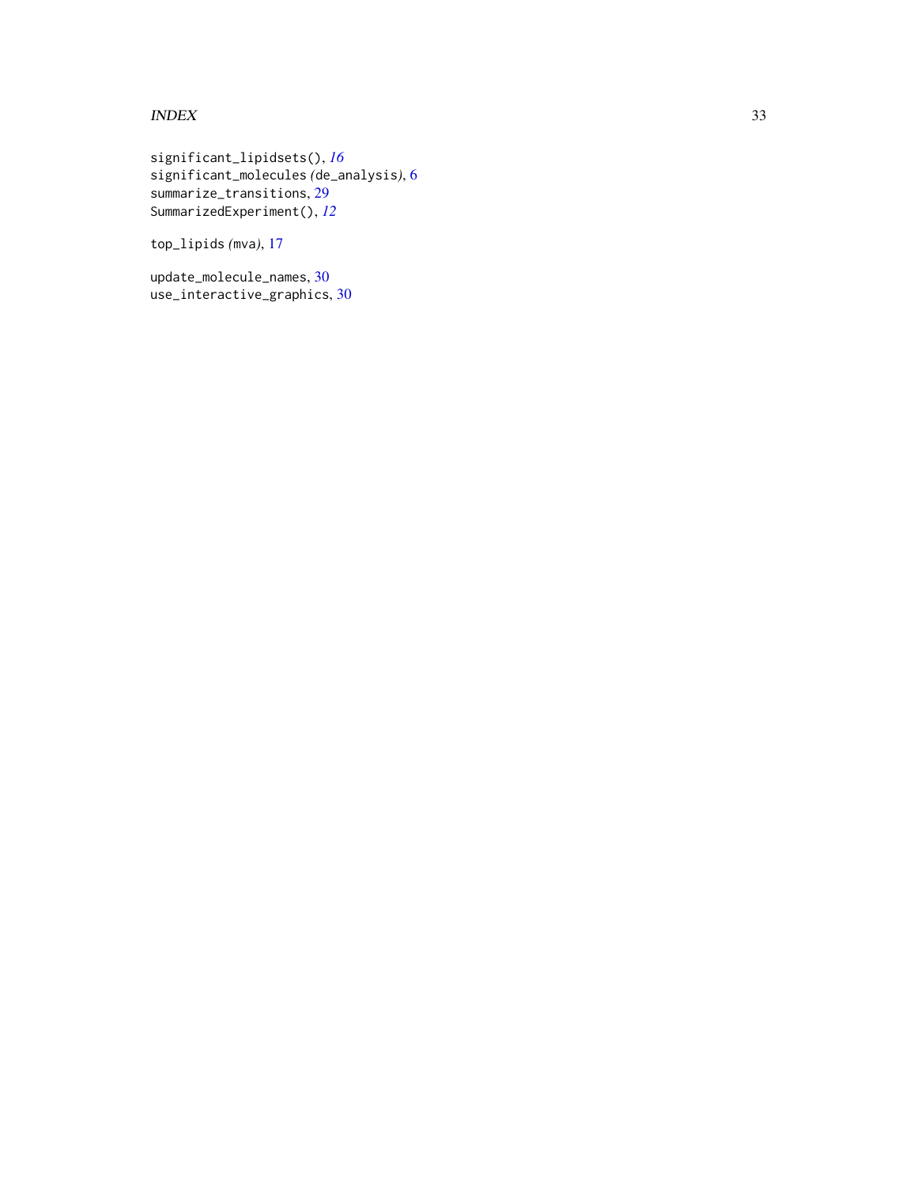significant_lipidsets(), *16*
significant_molecules *(*de_analysis*)*, 6
summarize_transitions, 29
SummarizedExperiment(), *12*

top_lipids *(*mva*)*, 17

update_molecule_names, 30
use_interactive_graphics, 30